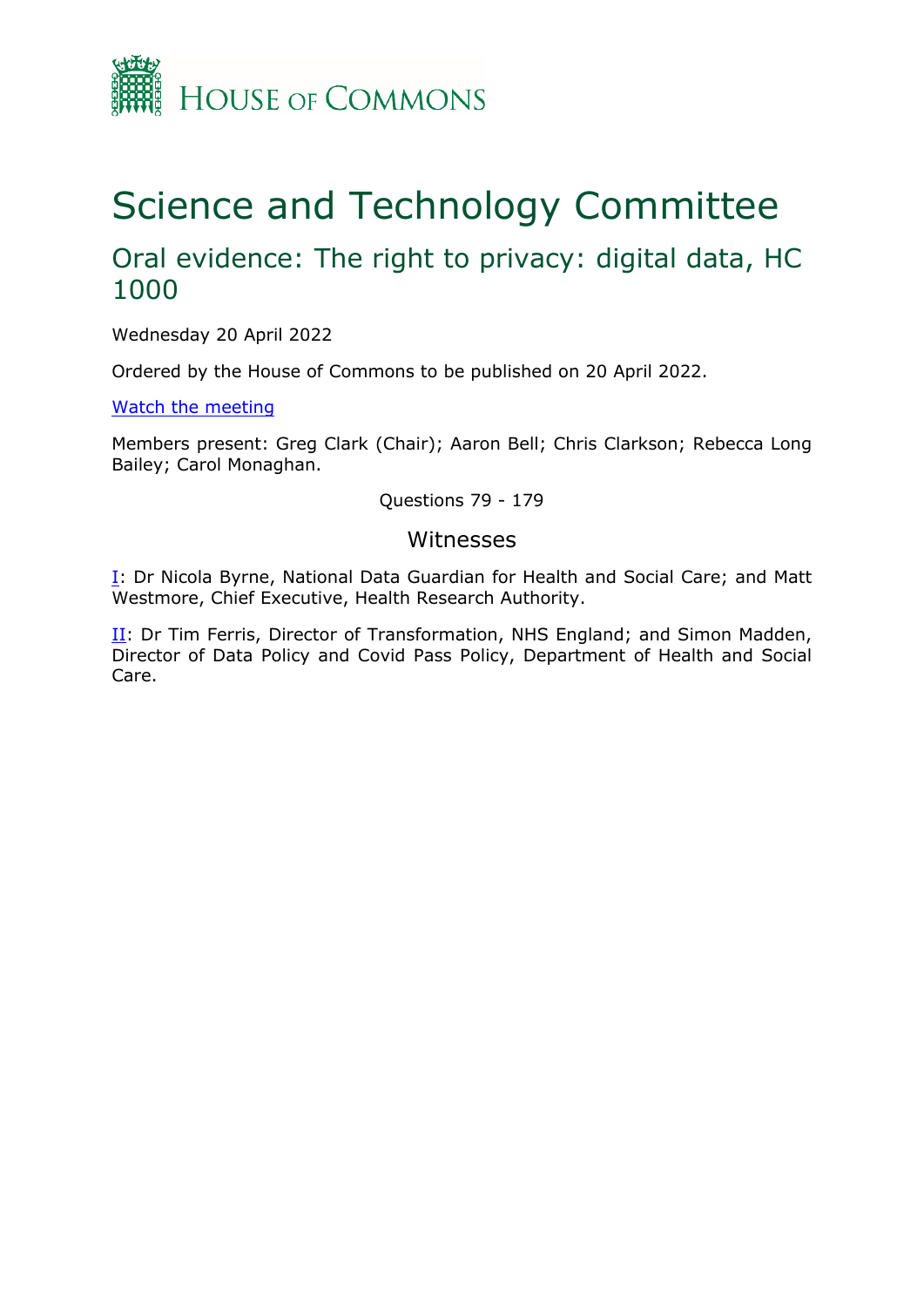HOUSE OF COMMONS

# Science and Technology Committee

## Oral evidence: The right to privacy: digital data, HC 1000

Wednesday 20 April 2022

Ordered by the House of Commons to be published on 20 April 2022.

[Watch the meeting]

Members present: Greg Clark (Chair); Aaron Bell; Chris Clarkson; Rebecca Long Bailey; Carol Monaghan.

Questions 79 - 179

### Witnesses

[I]: Dr Nicola Byrne, National Data Guardian for Health and Social Care; and Matt Westmore, Chief Executive, Health Research Authority.

[II]: Dr Tim Ferris, Director of Transformation, NHS England; and Simon Madden, Director of Data Policy and Covid Pass Policy, Department of Health and Social Care.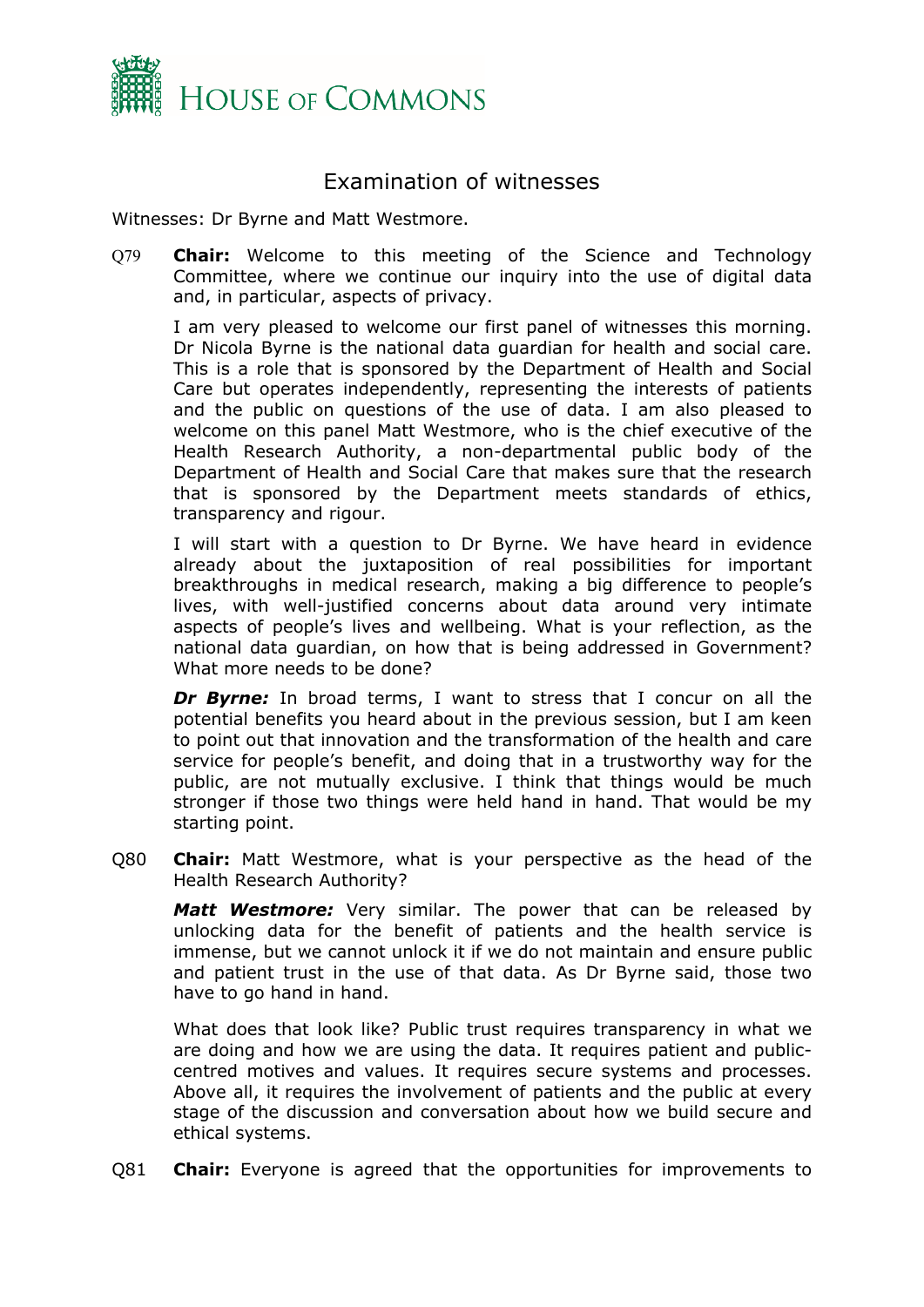# Examination of witnesses

Witnesses: Dr Byrne and Matt Westmore.

Q79 **Chair:** Welcome to this meeting of the Science and Technology Committee, where we continue our inquiry into the use of digital data and, in particular, aspects of privacy.

I am very pleased to welcome our first panel of witnesses this morning. Dr Nicola Byrne is the national data guardian for health and social care. This is a role that is sponsored by the Department of Health and Social Care but operates independently, representing the interests of patients and the public on questions of the use of data. I am also pleased to welcome on this panel Matt Westmore, who is the chief executive of the Health Research Authority, a non-departmental public body of the Department of Health and Social Care that makes sure that the research that is sponsored by the Department meets standards of ethics, transparency and rigour.

I will start with a question to Dr Byrne. We have heard in evidence already about the juxtaposition of real possibilities for important breakthroughs in medical research, making a big difference to people's lives, with well-justified concerns about data around very intimate aspects of people's lives and wellbeing. What is your reflection, as the national data guardian, on how that is being addressed in Government? What more needs to be done?

***Dr Byrne:*** In broad terms, I want to stress that I concur on all the potential benefits you heard about in the previous session, but I am keen to point out that innovation and the transformation of the health and care service for people's benefit, and doing that in a trustworthy way for the public, are not mutually exclusive. I think that things would be much stronger if those two things were held hand in hand. That would be my starting point.

Q80 **Chair:** Matt Westmore, what is your perspective as the head of the Health Research Authority?

***Matt Westmore:*** Very similar. The power that can be released by unlocking data for the benefit of patients and the health service is immense, but we cannot unlock it if we do not maintain and ensure public and patient trust in the use of that data. As Dr Byrne said, those two have to go hand in hand.

What does that look like? Public trust requires transparency in what we are doing and how we are using the data. It requires patient and public-centred motives and values. It requires secure systems and processes. Above all, it requires the involvement of patients and the public at every stage of the discussion and conversation about how we build secure and ethical systems.

Q81 **Chair:** Everyone is agreed that the opportunities for improvements to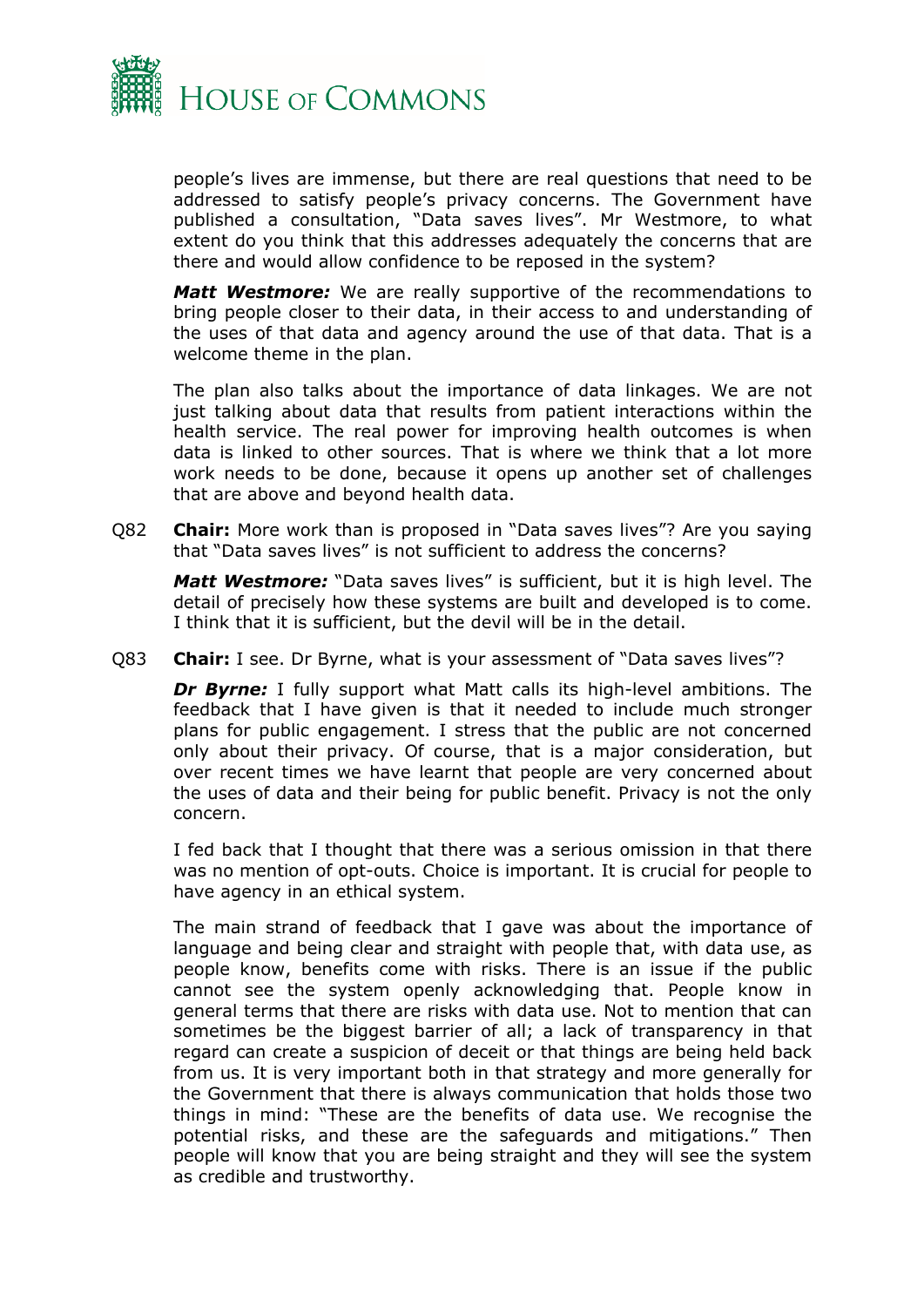people's lives are immense, but there are real questions that need to be addressed to satisfy people's privacy concerns. The Government have published a consultation, "Data saves lives". Mr Westmore, to what extent do you think that this addresses adequately the concerns that are there and would allow confidence to be reposed in the system?

***Matt Westmore:*** We are really supportive of the recommendations to bring people closer to their data, in their access to and understanding of the uses of that data and agency around the use of that data. That is a welcome theme in the plan.

The plan also talks about the importance of data linkages. We are not just talking about data that results from patient interactions within the health service. The real power for improving health outcomes is when data is linked to other sources. That is where we think that a lot more work needs to be done, because it opens up another set of challenges that are above and beyond health data.

Q82 **Chair:** More work than is proposed in "Data saves lives"? Are you saying that "Data saves lives" is not sufficient to address the concerns?

***Matt Westmore:*** "Data saves lives" is sufficient, but it is high level. The detail of precisely how these systems are built and developed is to come. I think that it is sufficient, but the devil will be in the detail.

Q83 **Chair:** I see. Dr Byrne, what is your assessment of "Data saves lives"?

***Dr Byrne:*** I fully support what Matt calls its high-level ambitions. The feedback that I have given is that it needed to include much stronger plans for public engagement. I stress that the public are not concerned only about their privacy. Of course, that is a major consideration, but over recent times we have learnt that people are very concerned about the uses of data and their being for public benefit. Privacy is not the only concern.

I fed back that I thought that there was a serious omission in that there was no mention of opt-outs. Choice is important. It is crucial for people to have agency in an ethical system.

The main strand of feedback that I gave was about the importance of language and being clear and straight with people that, with data use, as people know, benefits come with risks. There is an issue if the public cannot see the system openly acknowledging that. People know in general terms that there are risks with data use. Not to mention that can sometimes be the biggest barrier of all; a lack of transparency in that regard can create a suspicion of deceit or that things are being held back from us. It is very important both in that strategy and more generally for the Government that there is always communication that holds those two things in mind: "These are the benefits of data use. We recognise the potential risks, and these are the safeguards and mitigations." Then people will know that you are being straight and they will see the system as credible and trustworthy.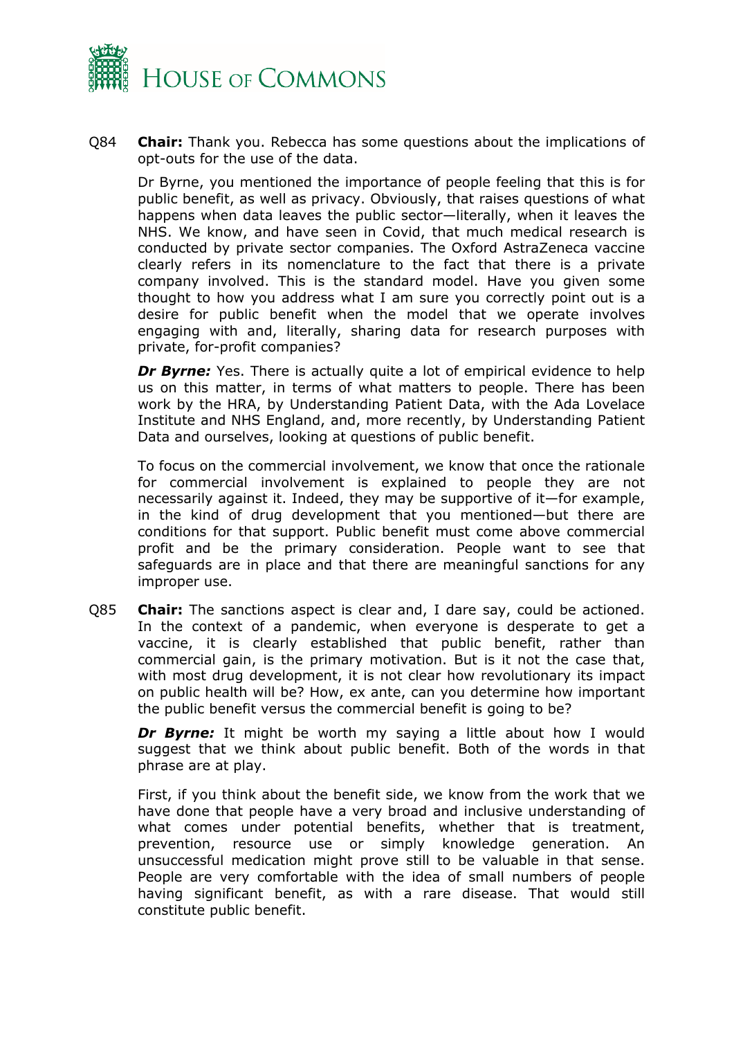Q84 **Chair:** Thank you. Rebecca has some questions about the implications of opt-outs for the use of the data.

Dr Byrne, you mentioned the importance of people feeling that this is for public benefit, as well as privacy. Obviously, that raises questions of what happens when data leaves the public sector—literally, when it leaves the NHS. We know, and have seen in Covid, that much medical research is conducted by private sector companies. The Oxford AstraZeneca vaccine clearly refers in its nomenclature to the fact that there is a private company involved. This is the standard model. Have you given some thought to how you address what I am sure you correctly point out is a desire for public benefit when the model that we operate involves engaging with and, literally, sharing data for research purposes with private, for-profit companies?

***Dr Byrne:*** Yes. There is actually quite a lot of empirical evidence to help us on this matter, in terms of what matters to people. There has been work by the HRA, by Understanding Patient Data, with the Ada Lovelace Institute and NHS England, and, more recently, by Understanding Patient Data and ourselves, looking at questions of public benefit.

To focus on the commercial involvement, we know that once the rationale for commercial involvement is explained to people they are not necessarily against it. Indeed, they may be supportive of it—for example, in the kind of drug development that you mentioned—but there are conditions for that support. Public benefit must come above commercial profit and be the primary consideration. People want to see that safeguards are in place and that there are meaningful sanctions for any improper use.

Q85 **Chair:** The sanctions aspect is clear and, I dare say, could be actioned. In the context of a pandemic, when everyone is desperate to get a vaccine, it is clearly established that public benefit, rather than commercial gain, is the primary motivation. But is it not the case that, with most drug development, it is not clear how revolutionary its impact on public health will be? How, ex ante, can you determine how important the public benefit versus the commercial benefit is going to be?

***Dr Byrne:*** It might be worth my saying a little about how I would suggest that we think about public benefit. Both of the words in that phrase are at play.

First, if you think about the benefit side, we know from the work that we have done that people have a very broad and inclusive understanding of what comes under potential benefits, whether that is treatment, prevention, resource use or simply knowledge generation. An unsuccessful medication might prove still to be valuable in that sense. People are very comfortable with the idea of small numbers of people having significant benefit, as with a rare disease. That would still constitute public benefit.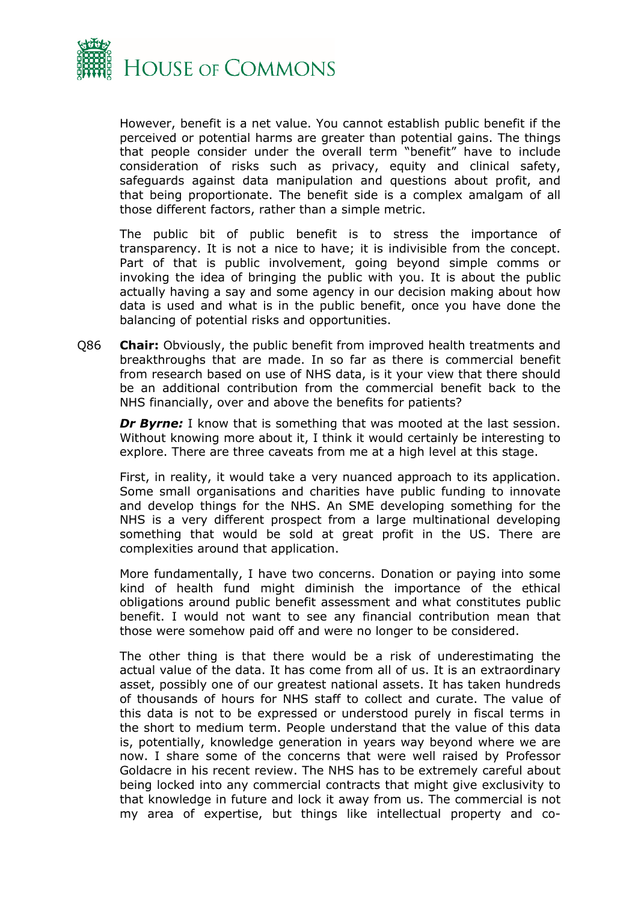However, benefit is a net value. You cannot establish public benefit if the perceived or potential harms are greater than potential gains. The things that people consider under the overall term "benefit" have to include consideration of risks such as privacy, equity and clinical safety, safeguards against data manipulation and questions about profit, and that being proportionate. The benefit side is a complex amalgam of all those different factors, rather than a simple metric.

The public bit of public benefit is to stress the importance of transparency. It is not a nice to have; it is indivisible from the concept. Part of that is public involvement, going beyond simple comms or invoking the idea of bringing the public with you. It is about the public actually having a say and some agency in our decision making about how data is used and what is in the public benefit, once you have done the balancing of potential risks and opportunities.

Q86 **Chair:** Obviously, the public benefit from improved health treatments and breakthroughs that are made. In so far as there is commercial benefit from research based on use of NHS data, is it your view that there should be an additional contribution from the commercial benefit back to the NHS financially, over and above the benefits for patients?

***Dr Byrne:*** I know that is something that was mooted at the last session. Without knowing more about it, I think it would certainly be interesting to explore. There are three caveats from me at a high level at this stage.

First, in reality, it would take a very nuanced approach to its application. Some small organisations and charities have public funding to innovate and develop things for the NHS. An SME developing something for the NHS is a very different prospect from a large multinational developing something that would be sold at great profit in the US. There are complexities around that application.

More fundamentally, I have two concerns. Donation or paying into some kind of health fund might diminish the importance of the ethical obligations around public benefit assessment and what constitutes public benefit. I would not want to see any financial contribution mean that those were somehow paid off and were no longer to be considered.

The other thing is that there would be a risk of underestimating the actual value of the data. It has come from all of us. It is an extraordinary asset, possibly one of our greatest national assets. It has taken hundreds of thousands of hours for NHS staff to collect and curate. The value of this data is not to be expressed or understood purely in fiscal terms in the short to medium term. People understand that the value of this data is, potentially, knowledge generation in years way beyond where we are now. I share some of the concerns that were well raised by Professor Goldacre in his recent review. The NHS has to be extremely careful about being locked into any commercial contracts that might give exclusivity to that knowledge in future and lock it away from us. The commercial is not my area of expertise, but things like intellectual property and co-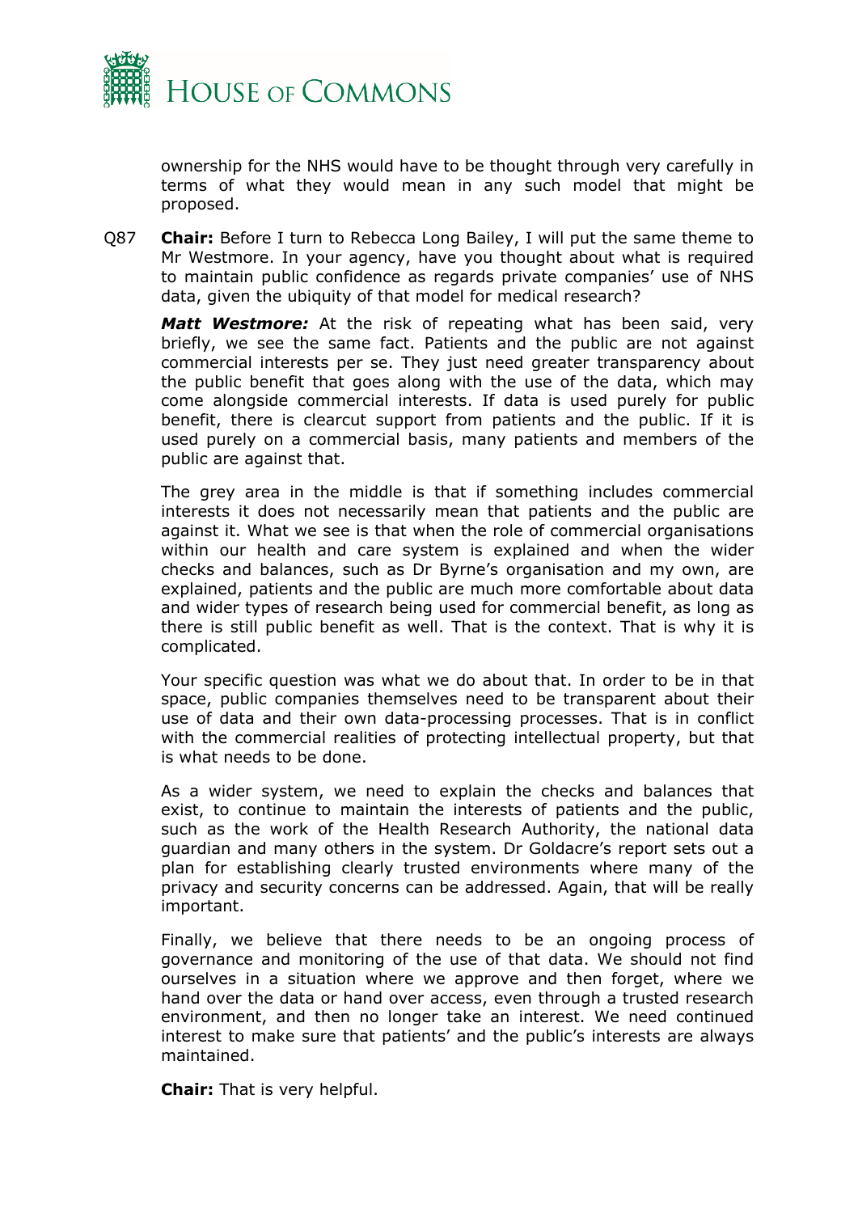ownership for the NHS would have to be thought through very carefully in terms of what they would mean in any such model that might be proposed.

Q87 **Chair:** Before I turn to Rebecca Long Bailey, I will put the same theme to Mr Westmore. In your agency, have you thought about what is required to maintain public confidence as regards private companies' use of NHS data, given the ubiquity of that model for medical research?

***Matt Westmore:*** At the risk of repeating what has been said, very briefly, we see the same fact. Patients and the public are not against commercial interests per se. They just need greater transparency about the public benefit that goes along with the use of the data, which may come alongside commercial interests. If data is used purely for public benefit, there is clearcut support from patients and the public. If it is used purely on a commercial basis, many patients and members of the public are against that.

The grey area in the middle is that if something includes commercial interests it does not necessarily mean that patients and the public are against it. What we see is that when the role of commercial organisations within our health and care system is explained and when the wider checks and balances, such as Dr Byrne's organisation and my own, are explained, patients and the public are much more comfortable about data and wider types of research being used for commercial benefit, as long as there is still public benefit as well. That is the context. That is why it is complicated.

Your specific question was what we do about that. In order to be in that space, public companies themselves need to be transparent about their use of data and their own data-processing processes. That is in conflict with the commercial realities of protecting intellectual property, but that is what needs to be done.

As a wider system, we need to explain the checks and balances that exist, to continue to maintain the interests of patients and the public, such as the work of the Health Research Authority, the national data guardian and many others in the system. Dr Goldacre's report sets out a plan for establishing clearly trusted environments where many of the privacy and security concerns can be addressed. Again, that will be really important.

Finally, we believe that there needs to be an ongoing process of governance and monitoring of the use of that data. We should not find ourselves in a situation where we approve and then forget, where we hand over the data or hand over access, even through a trusted research environment, and then no longer take an interest. We need continued interest to make sure that patients' and the public's interests are always maintained.

**Chair:** That is very helpful.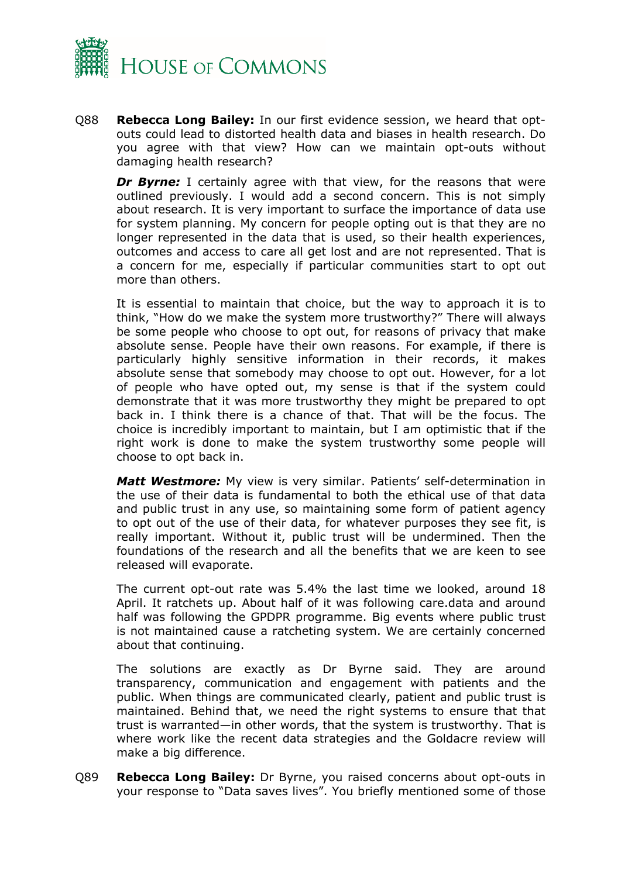Q88 **Rebecca Long Bailey:** In our first evidence session, we heard that opt-outs could lead to distorted health data and biases in health research. Do you agree with that view? How can we maintain opt-outs without damaging health research?

***Dr Byrne:*** I certainly agree with that view, for the reasons that were outlined previously. I would add a second concern. This is not simply about research. It is very important to surface the importance of data use for system planning. My concern for people opting out is that they are no longer represented in the data that is used, so their health experiences, outcomes and access to care all get lost and are not represented. That is a concern for me, especially if particular communities start to opt out more than others.

It is essential to maintain that choice, but the way to approach it is to think, "How do we make the system more trustworthy?" There will always be some people who choose to opt out, for reasons of privacy that make absolute sense. People have their own reasons. For example, if there is particularly highly sensitive information in their records, it makes absolute sense that somebody may choose to opt out. However, for a lot of people who have opted out, my sense is that if the system could demonstrate that it was more trustworthy they might be prepared to opt back in. I think there is a chance of that. That will be the focus. The choice is incredibly important to maintain, but I am optimistic that if the right work is done to make the system trustworthy some people will choose to opt back in.

***Matt Westmore:*** My view is very similar. Patients' self-determination in the use of their data is fundamental to both the ethical use of that data and public trust in any use, so maintaining some form of patient agency to opt out of the use of their data, for whatever purposes they see fit, is really important. Without it, public trust will be undermined. Then the foundations of the research and all the benefits that we are keen to see released will evaporate.

The current opt-out rate was 5.4% the last time we looked, around 18 April. It ratchets up. About half of it was following care.data and around half was following the GPDPR programme. Big events where public trust is not maintained cause a ratcheting system. We are certainly concerned about that continuing.

The solutions are exactly as Dr Byrne said. They are around transparency, communication and engagement with patients and the public. When things are communicated clearly, patient and public trust is maintained. Behind that, we need the right systems to ensure that that trust is warranted—in other words, that the system is trustworthy. That is where work like the recent data strategies and the Goldacre review will make a big difference.

Q89 **Rebecca Long Bailey:** Dr Byrne, you raised concerns about opt-outs in your response to "Data saves lives". You briefly mentioned some of those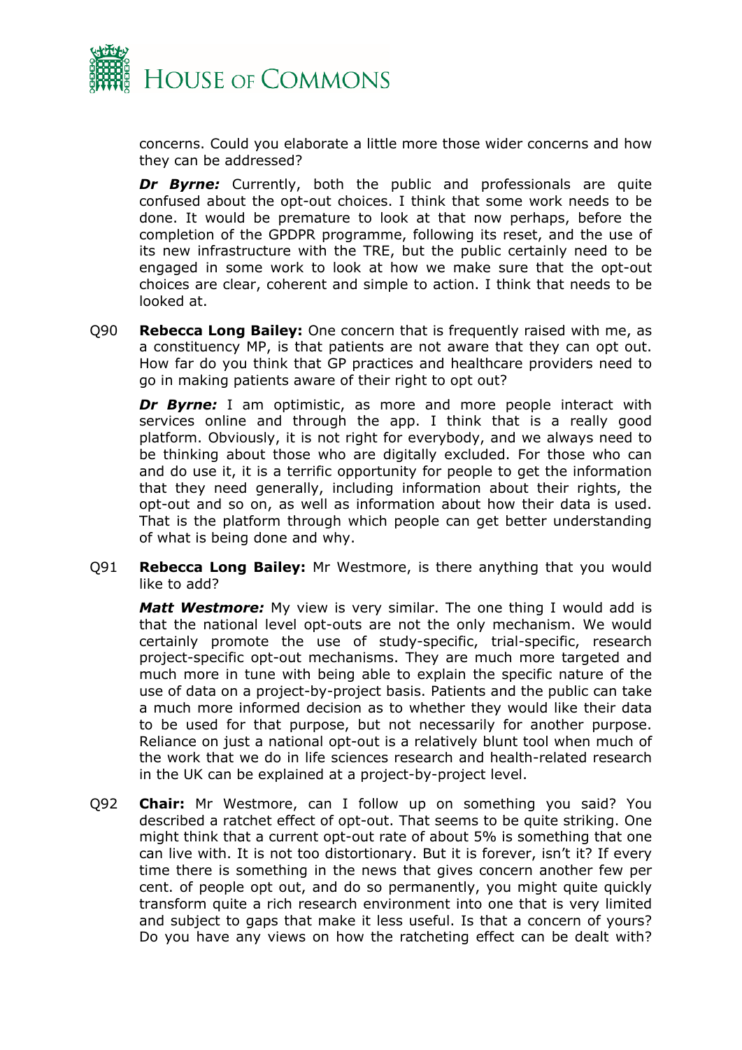concerns. Could you elaborate a little more those wider concerns and how they can be addressed?

***Dr Byrne:*** Currently, both the public and professionals are quite confused about the opt-out choices. I think that some work needs to be done. It would be premature to look at that now perhaps, before the completion of the GPDPR programme, following its reset, and the use of its new infrastructure with the TRE, but the public certainly need to be engaged in some work to look at how we make sure that the opt-out choices are clear, coherent and simple to action. I think that needs to be looked at.

Q90 **Rebecca Long Bailey:** One concern that is frequently raised with me, as a constituency MP, is that patients are not aware that they can opt out. How far do you think that GP practices and healthcare providers need to go in making patients aware of their right to opt out?

***Dr Byrne:*** I am optimistic, as more and more people interact with services online and through the app. I think that is a really good platform. Obviously, it is not right for everybody, and we always need to be thinking about those who are digitally excluded. For those who can and do use it, it is a terrific opportunity for people to get the information that they need generally, including information about their rights, the opt-out and so on, as well as information about how their data is used. That is the platform through which people can get better understanding of what is being done and why.

Q91 **Rebecca Long Bailey:** Mr Westmore, is there anything that you would like to add?

***Matt Westmore:*** My view is very similar. The one thing I would add is that the national level opt-outs are not the only mechanism. We would certainly promote the use of study-specific, trial-specific, research project-specific opt-out mechanisms. They are much more targeted and much more in tune with being able to explain the specific nature of the use of data on a project-by-project basis. Patients and the public can take a much more informed decision as to whether they would like their data to be used for that purpose, but not necessarily for another purpose. Reliance on just a national opt-out is a relatively blunt tool when much of the work that we do in life sciences research and health-related research in the UK can be explained at a project-by-project level.

Q92 **Chair:** Mr Westmore, can I follow up on something you said? You described a ratchet effect of opt-out. That seems to be quite striking. One might think that a current opt-out rate of about 5% is something that one can live with. It is not too distortionary. But it is forever, isn't it? If every time there is something in the news that gives concern another few per cent. of people opt out, and do so permanently, you might quite quickly transform quite a rich research environment into one that is very limited and subject to gaps that make it less useful. Is that a concern of yours? Do you have any views on how the ratcheting effect can be dealt with?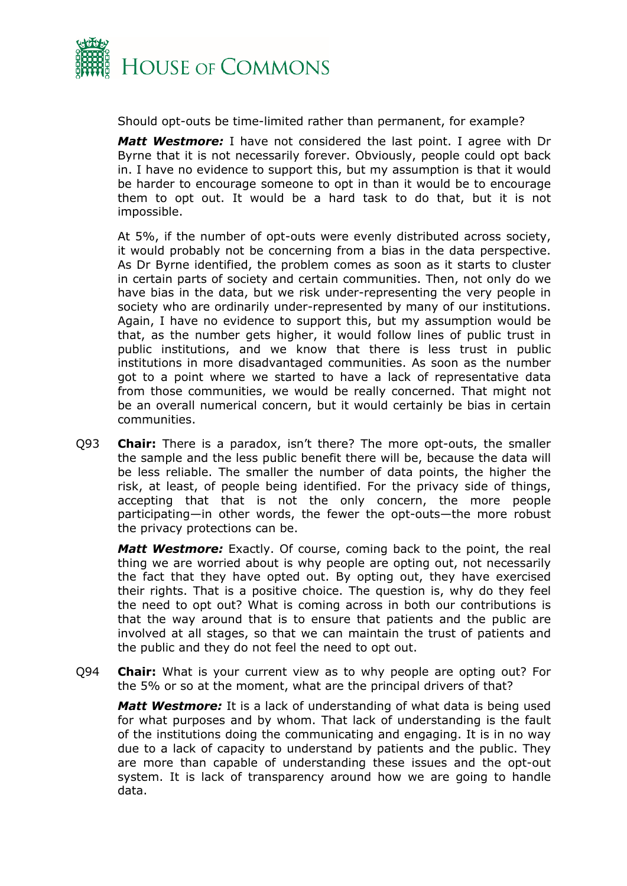Should opt-outs be time-limited rather than permanent, for example?

***Matt Westmore:*** I have not considered the last point. I agree with Dr Byrne that it is not necessarily forever. Obviously, people could opt back in. I have no evidence to support this, but my assumption is that it would be harder to encourage someone to opt in than it would be to encourage them to opt out. It would be a hard task to do that, but it is not impossible.

At 5%, if the number of opt-outs were evenly distributed across society, it would probably not be concerning from a bias in the data perspective. As Dr Byrne identified, the problem comes as soon as it starts to cluster in certain parts of society and certain communities. Then, not only do we have bias in the data, but we risk under-representing the very people in society who are ordinarily under-represented by many of our institutions. Again, I have no evidence to support this, but my assumption would be that, as the number gets higher, it would follow lines of public trust in public institutions, and we know that there is less trust in public institutions in more disadvantaged communities. As soon as the number got to a point where we started to have a lack of representative data from those communities, we would be really concerned. That might not be an overall numerical concern, but it would certainly be bias in certain communities.

Q93 **Chair:** There is a paradox, isn't there? The more opt-outs, the smaller the sample and the less public benefit there will be, because the data will be less reliable. The smaller the number of data points, the higher the risk, at least, of people being identified. For the privacy side of things, accepting that that is not the only concern, the more people participating—in other words, the fewer the opt-outs—the more robust the privacy protections can be.

***Matt Westmore:*** Exactly. Of course, coming back to the point, the real thing we are worried about is why people are opting out, not necessarily the fact that they have opted out. By opting out, they have exercised their rights. That is a positive choice. The question is, why do they feel the need to opt out? What is coming across in both our contributions is that the way around that is to ensure that patients and the public are involved at all stages, so that we can maintain the trust of patients and the public and they do not feel the need to opt out.

Q94 **Chair:** What is your current view as to why people are opting out? For the 5% or so at the moment, what are the principal drivers of that?

***Matt Westmore:*** It is a lack of understanding of what data is being used for what purposes and by whom. That lack of understanding is the fault of the institutions doing the communicating and engaging. It is in no way due to a lack of capacity to understand by patients and the public. They are more than capable of understanding these issues and the opt-out system. It is lack of transparency around how we are going to handle data.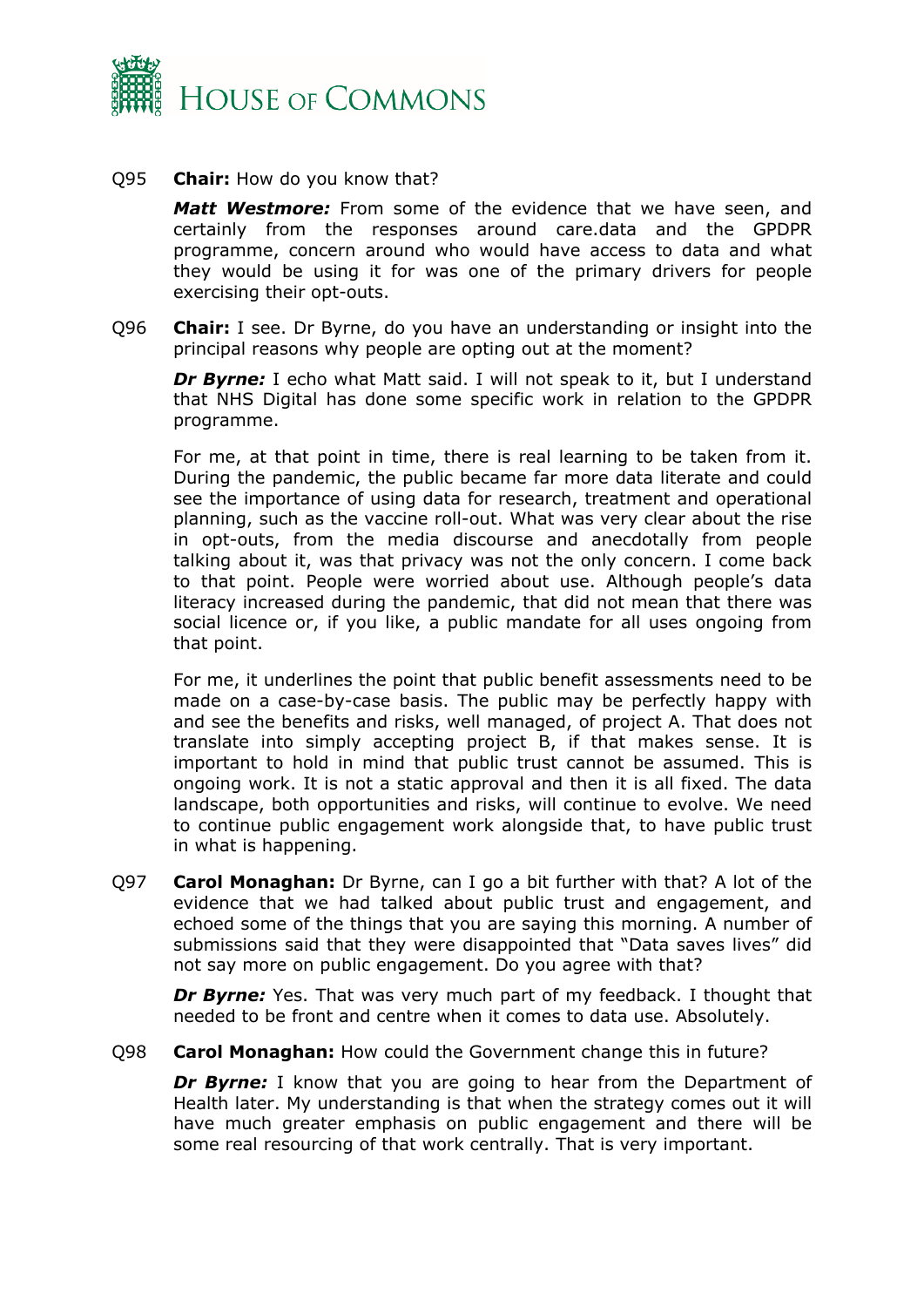Q95 **Chair:** How do you know that?

***Matt Westmore:*** From some of the evidence that we have seen, and certainly from the responses around care.data and the GPDPR programme, concern around who would have access to data and what they would be using it for was one of the primary drivers for people exercising their opt-outs.

Q96 **Chair:** I see. Dr Byrne, do you have an understanding or insight into the principal reasons why people are opting out at the moment?

***Dr Byrne:*** I echo what Matt said. I will not speak to it, but I understand that NHS Digital has done some specific work in relation to the GPDPR programme.

For me, at that point in time, there is real learning to be taken from it. During the pandemic, the public became far more data literate and could see the importance of using data for research, treatment and operational planning, such as the vaccine roll-out. What was very clear about the rise in opt-outs, from the media discourse and anecdotally from people talking about it, was that privacy was not the only concern. I come back to that point. People were worried about use. Although people's data literacy increased during the pandemic, that did not mean that there was social licence or, if you like, a public mandate for all uses ongoing from that point.

For me, it underlines the point that public benefit assessments need to be made on a case-by-case basis. The public may be perfectly happy with and see the benefits and risks, well managed, of project A. That does not translate into simply accepting project B, if that makes sense. It is important to hold in mind that public trust cannot be assumed. This is ongoing work. It is not a static approval and then it is all fixed. The data landscape, both opportunities and risks, will continue to evolve. We need to continue public engagement work alongside that, to have public trust in what is happening.

Q97 **Carol Monaghan:** Dr Byrne, can I go a bit further with that? A lot of the evidence that we had talked about public trust and engagement, and echoed some of the things that you are saying this morning. A number of submissions said that they were disappointed that "Data saves lives" did not say more on public engagement. Do you agree with that?

***Dr Byrne:*** Yes. That was very much part of my feedback. I thought that needed to be front and centre when it comes to data use. Absolutely.

Q98 **Carol Monaghan:** How could the Government change this in future?

***Dr Byrne:*** I know that you are going to hear from the Department of Health later. My understanding is that when the strategy comes out it will have much greater emphasis on public engagement and there will be some real resourcing of that work centrally. That is very important.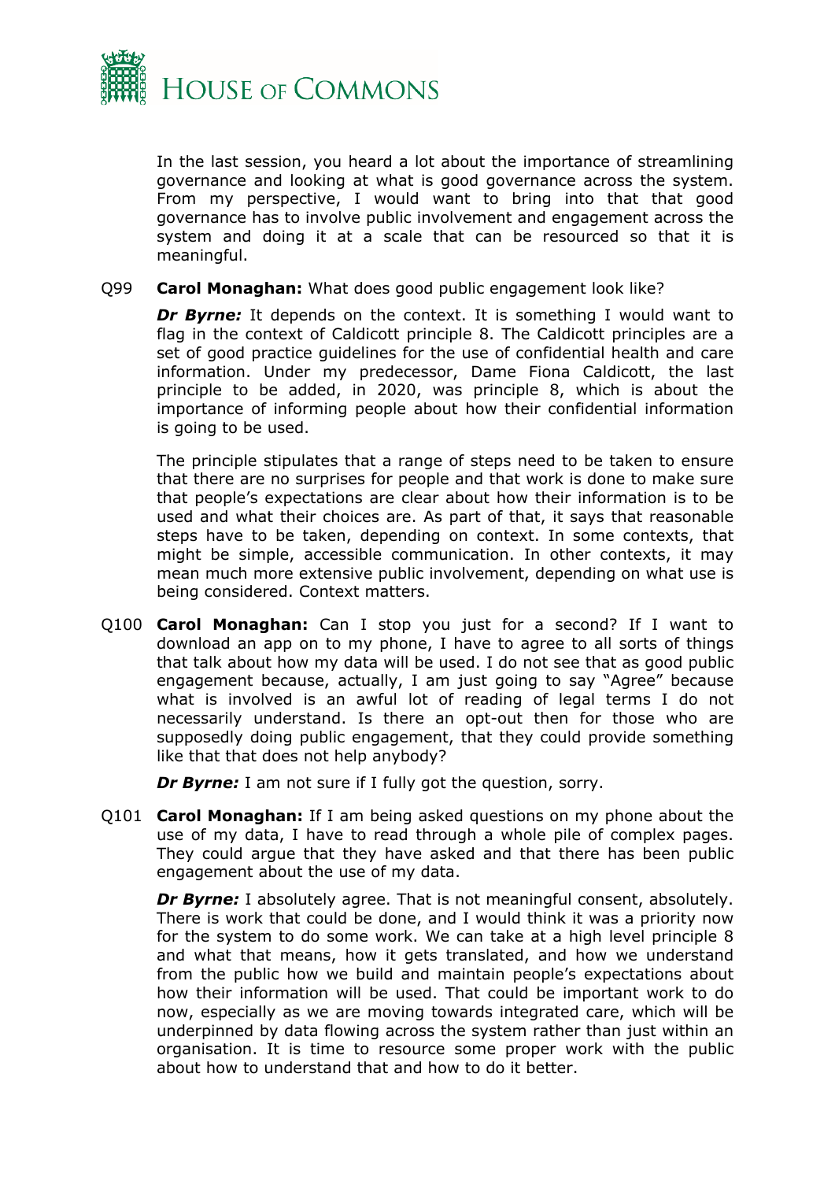In the last session, you heard a lot about the importance of streamlining governance and looking at what is good governance across the system. From my perspective, I would want to bring into that that good governance has to involve public involvement and engagement across the system and doing it at a scale that can be resourced so that it is meaningful.

Q99 **Carol Monaghan:** What does good public engagement look like?

***Dr Byrne:*** It depends on the context. It is something I would want to flag in the context of Caldicott principle 8. The Caldicott principles are a set of good practice guidelines for the use of confidential health and care information. Under my predecessor, Dame Fiona Caldicott, the last principle to be added, in 2020, was principle 8, which is about the importance of informing people about how their confidential information is going to be used.

The principle stipulates that a range of steps need to be taken to ensure that there are no surprises for people and that work is done to make sure that people's expectations are clear about how their information is to be used and what their choices are. As part of that, it says that reasonable steps have to be taken, depending on context. In some contexts, that might be simple, accessible communication. In other contexts, it may mean much more extensive public involvement, depending on what use is being considered. Context matters.

Q100 **Carol Monaghan:** Can I stop you just for a second? If I want to download an app on to my phone, I have to agree to all sorts of things that talk about how my data will be used. I do not see that as good public engagement because, actually, I am just going to say "Agree" because what is involved is an awful lot of reading of legal terms I do not necessarily understand. Is there an opt-out then for those who are supposedly doing public engagement, that they could provide something like that that does not help anybody?

***Dr Byrne:*** I am not sure if I fully got the question, sorry.

Q101 **Carol Monaghan:** If I am being asked questions on my phone about the use of my data, I have to read through a whole pile of complex pages. They could argue that they have asked and that there has been public engagement about the use of my data.

***Dr Byrne:*** I absolutely agree. That is not meaningful consent, absolutely. There is work that could be done, and I would think it was a priority now for the system to do some work. We can take at a high level principle 8 and what that means, how it gets translated, and how we understand from the public how we build and maintain people's expectations about how their information will be used. That could be important work to do now, especially as we are moving towards integrated care, which will be underpinned by data flowing across the system rather than just within an organisation. It is time to resource some proper work with the public about how to understand that and how to do it better.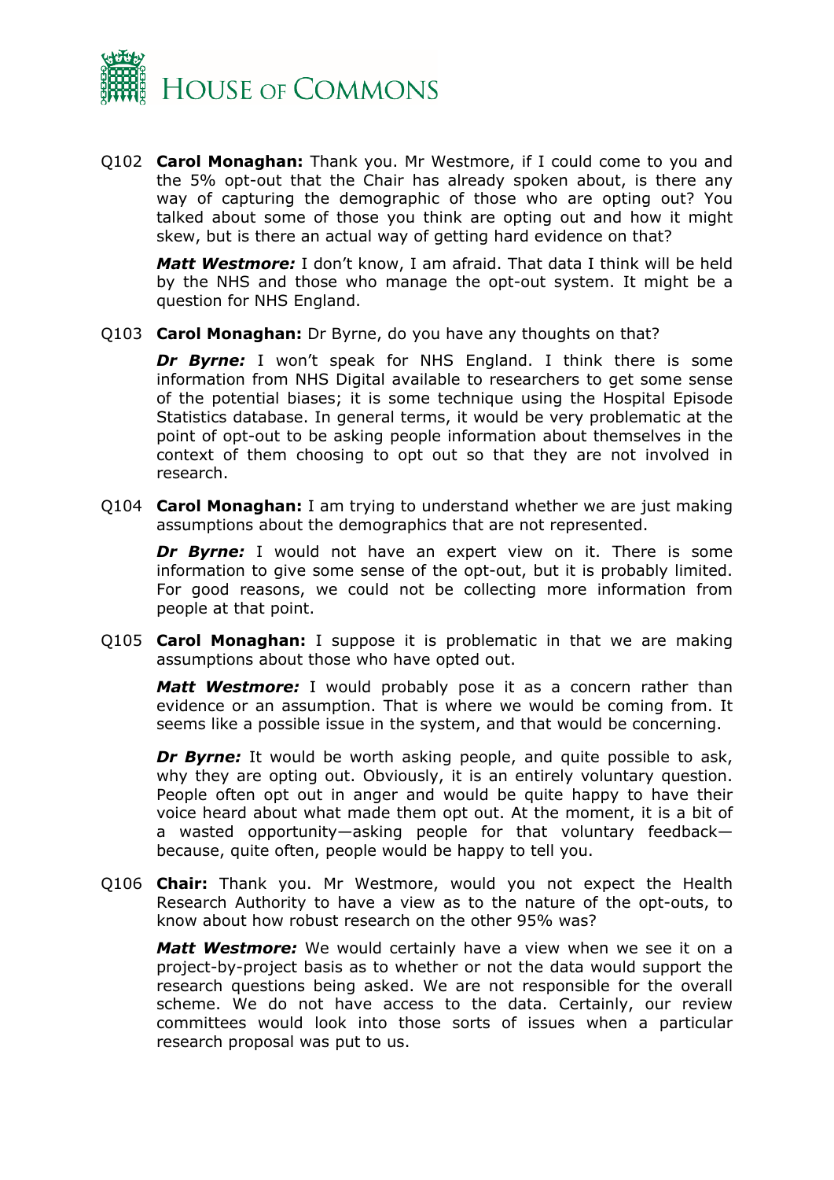Q102 **Carol Monaghan:** Thank you. Mr Westmore, if I could come to you and the 5% opt-out that the Chair has already spoken about, is there any way of capturing the demographic of those who are opting out? You talked about some of those you think are opting out and how it might skew, but is there an actual way of getting hard evidence on that?

***Matt Westmore:*** I don't know, I am afraid. That data I think will be held by the NHS and those who manage the opt-out system. It might be a question for NHS England.

Q103 **Carol Monaghan:** Dr Byrne, do you have any thoughts on that?

***Dr Byrne:*** I won't speak for NHS England. I think there is some information from NHS Digital available to researchers to get some sense of the potential biases; it is some technique using the Hospital Episode Statistics database. In general terms, it would be very problematic at the point of opt-out to be asking people information about themselves in the context of them choosing to opt out so that they are not involved in research.

Q104 **Carol Monaghan:** I am trying to understand whether we are just making assumptions about the demographics that are not represented.

***Dr Byrne:*** I would not have an expert view on it. There is some information to give some sense of the opt-out, but it is probably limited. For good reasons, we could not be collecting more information from people at that point.

Q105 **Carol Monaghan:** I suppose it is problematic in that we are making assumptions about those who have opted out.

***Matt Westmore:*** I would probably pose it as a concern rather than evidence or an assumption. That is where we would be coming from. It seems like a possible issue in the system, and that would be concerning.

***Dr Byrne:*** It would be worth asking people, and quite possible to ask, why they are opting out. Obviously, it is an entirely voluntary question. People often opt out in anger and would be quite happy to have their voice heard about what made them opt out. At the moment, it is a bit of a wasted opportunity—asking people for that voluntary feedback—because, quite often, people would be happy to tell you.

Q106 **Chair:** Thank you. Mr Westmore, would you not expect the Health Research Authority to have a view as to the nature of the opt-outs, to know about how robust research on the other 95% was?

***Matt Westmore:*** We would certainly have a view when we see it on a project-by-project basis as to whether or not the data would support the research questions being asked. We are not responsible for the overall scheme. We do not have access to the data. Certainly, our review committees would look into those sorts of issues when a particular research proposal was put to us.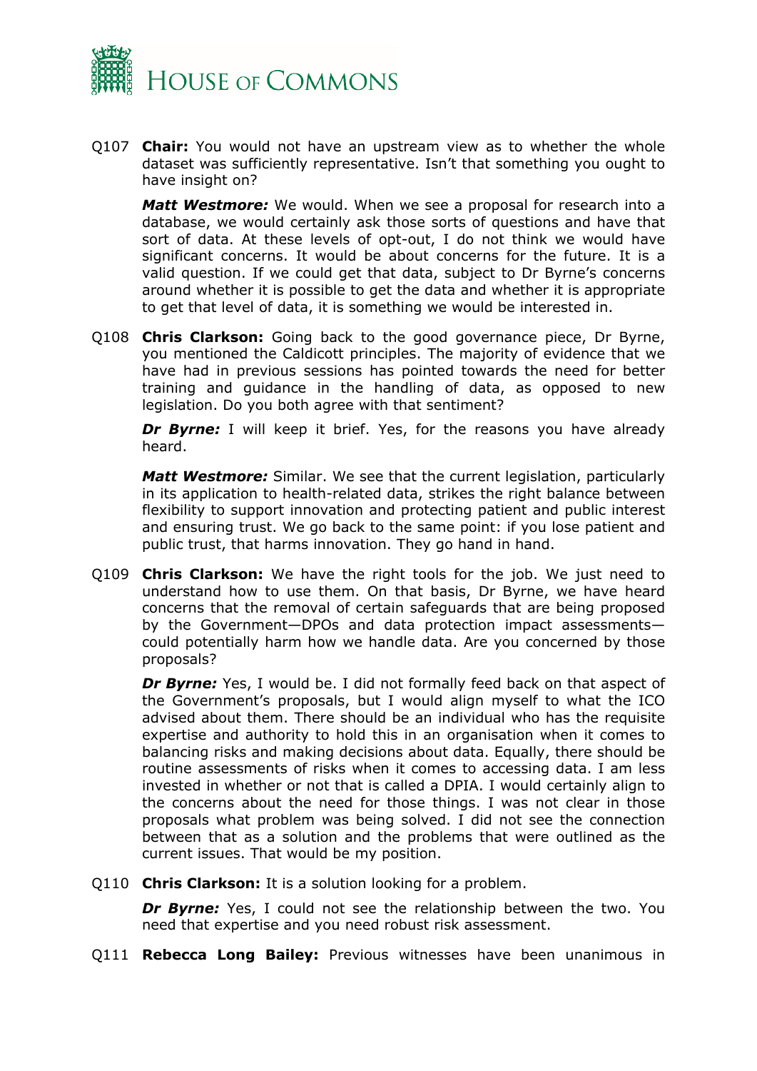Q107 **Chair:** You would not have an upstream view as to whether the whole dataset was sufficiently representative. Isn't that something you ought to have insight on?

***Matt Westmore:*** We would. When we see a proposal for research into a database, we would certainly ask those sorts of questions and have that sort of data. At these levels of opt-out, I do not think we would have significant concerns. It would be about concerns for the future. It is a valid question. If we could get that data, subject to Dr Byrne's concerns around whether it is possible to get the data and whether it is appropriate to get that level of data, it is something we would be interested in.

Q108 **Chris Clarkson:** Going back to the good governance piece, Dr Byrne, you mentioned the Caldicott principles. The majority of evidence that we have had in previous sessions has pointed towards the need for better training and guidance in the handling of data, as opposed to new legislation. Do you both agree with that sentiment?

***Dr Byrne:*** I will keep it brief. Yes, for the reasons you have already heard.

***Matt Westmore:*** Similar. We see that the current legislation, particularly in its application to health-related data, strikes the right balance between flexibility to support innovation and protecting patient and public interest and ensuring trust. We go back to the same point: if you lose patient and public trust, that harms innovation. They go hand in hand.

Q109 **Chris Clarkson:** We have the right tools for the job. We just need to understand how to use them. On that basis, Dr Byrne, we have heard concerns that the removal of certain safeguards that are being proposed by the Government—DPOs and data protection impact assessments—could potentially harm how we handle data. Are you concerned by those proposals?

***Dr Byrne:*** Yes, I would be. I did not formally feed back on that aspect of the Government's proposals, but I would align myself to what the ICO advised about them. There should be an individual who has the requisite expertise and authority to hold this in an organisation when it comes to balancing risks and making decisions about data. Equally, there should be routine assessments of risks when it comes to accessing data. I am less invested in whether or not that is called a DPIA. I would certainly align to the concerns about the need for those things. I was not clear in those proposals what problem was being solved. I did not see the connection between that as a solution and the problems that were outlined as the current issues. That would be my position.

Q110 **Chris Clarkson:** It is a solution looking for a problem.

***Dr Byrne:*** Yes, I could not see the relationship between the two. You need that expertise and you need robust risk assessment.

Q111 **Rebecca Long Bailey:** Previous witnesses have been unanimous in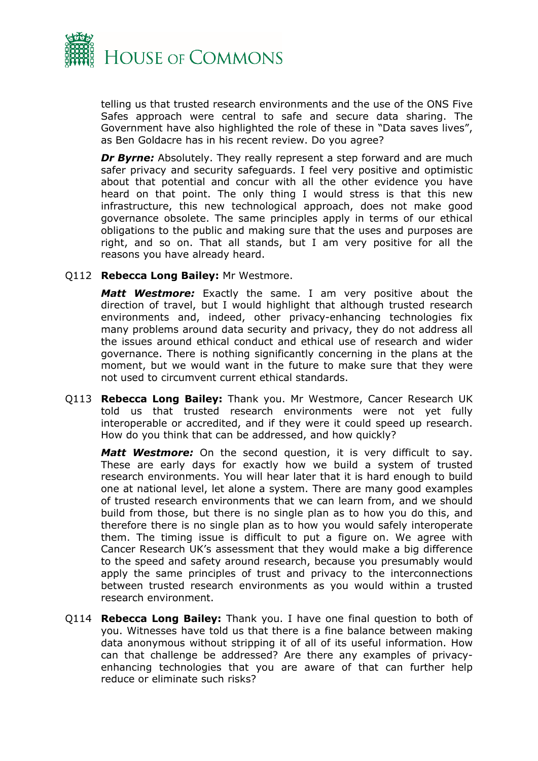telling us that trusted research environments and the use of the ONS Five Safes approach were central to safe and secure data sharing. The Government have also highlighted the role of these in "Data saves lives", as Ben Goldacre has in his recent review. Do you agree?

***Dr Byrne:*** Absolutely. They really represent a step forward and are much safer privacy and security safeguards. I feel very positive and optimistic about that potential and concur with all the other evidence you have heard on that point. The only thing I would stress is that this new infrastructure, this new technological approach, does not make good governance obsolete. The same principles apply in terms of our ethical obligations to the public and making sure that the uses and purposes are right, and so on. That all stands, but I am very positive for all the reasons you have already heard.

Q112 **Rebecca Long Bailey:** Mr Westmore.

***Matt Westmore:*** Exactly the same. I am very positive about the direction of travel, but I would highlight that although trusted research environments and, indeed, other privacy-enhancing technologies fix many problems around data security and privacy, they do not address all the issues around ethical conduct and ethical use of research and wider governance. There is nothing significantly concerning in the plans at the moment, but we would want in the future to make sure that they were not used to circumvent current ethical standards.

Q113 **Rebecca Long Bailey:** Thank you. Mr Westmore, Cancer Research UK told us that trusted research environments were not yet fully interoperable or accredited, and if they were it could speed up research. How do you think that can be addressed, and how quickly?

***Matt Westmore:*** On the second question, it is very difficult to say. These are early days for exactly how we build a system of trusted research environments. You will hear later that it is hard enough to build one at national level, let alone a system. There are many good examples of trusted research environments that we can learn from, and we should build from those, but there is no single plan as to how you do this, and therefore there is no single plan as to how you would safely interoperate them. The timing issue is difficult to put a figure on. We agree with Cancer Research UK's assessment that they would make a big difference to the speed and safety around research, because you presumably would apply the same principles of trust and privacy to the interconnections between trusted research environments as you would within a trusted research environment.

Q114 **Rebecca Long Bailey:** Thank you. I have one final question to both of you. Witnesses have told us that there is a fine balance between making data anonymous without stripping it of all of its useful information. How can that challenge be addressed? Are there any examples of privacy-enhancing technologies that you are aware of that can further help reduce or eliminate such risks?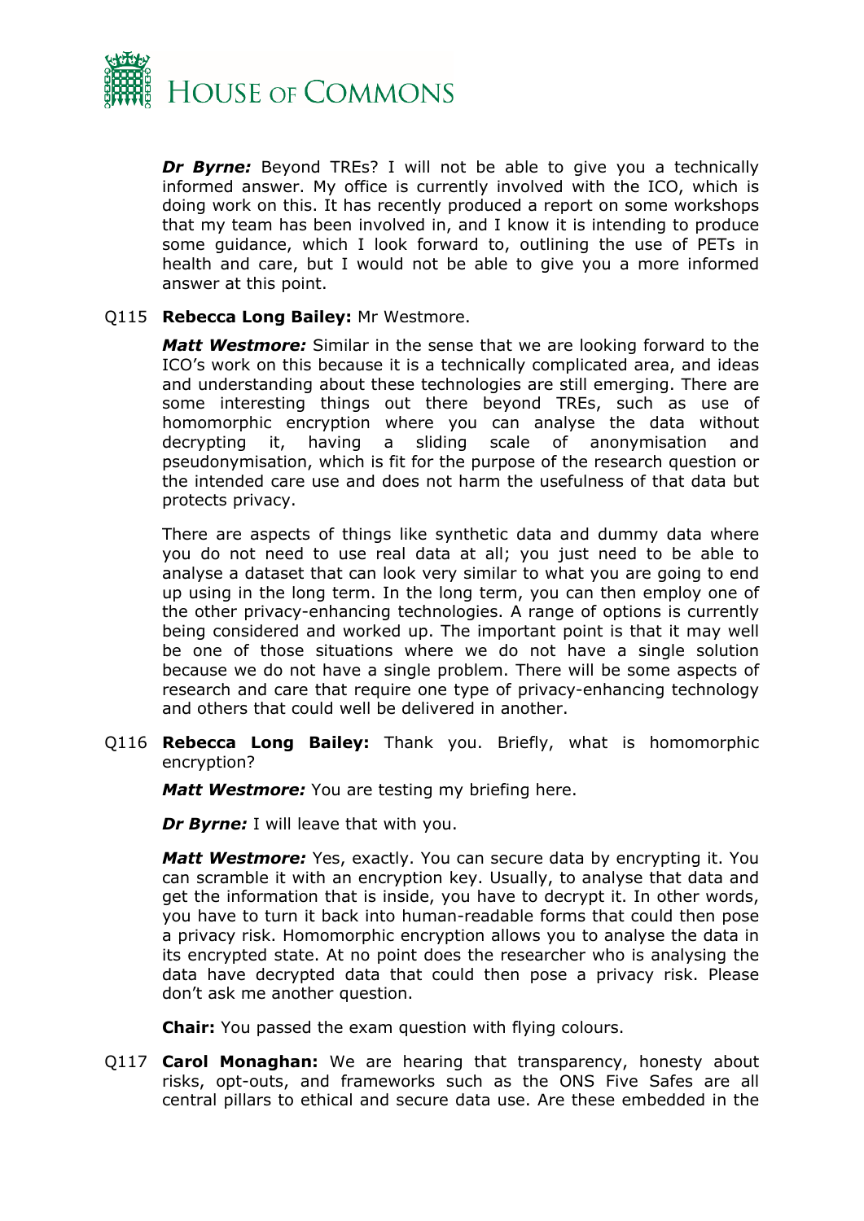***Dr Byrne:*** Beyond TREs? I will not be able to give you a technically informed answer. My office is currently involved with the ICO, which is doing work on this. It has recently produced a report on some workshops that my team has been involved in, and I know it is intending to produce some guidance, which I look forward to, outlining the use of PETs in health and care, but I would not be able to give you a more informed answer at this point.

Q115 **Rebecca Long Bailey:** Mr Westmore.

***Matt Westmore:*** Similar in the sense that we are looking forward to the ICO's work on this because it is a technically complicated area, and ideas and understanding about these technologies are still emerging. There are some interesting things out there beyond TREs, such as use of homomorphic encryption where you can analyse the data without decrypting it, having a sliding scale of anonymisation and pseudonymisation, which is fit for the purpose of the research question or the intended care use and does not harm the usefulness of that data but protects privacy.

There are aspects of things like synthetic data and dummy data where you do not need to use real data at all; you just need to be able to analyse a dataset that can look very similar to what you are going to end up using in the long term. In the long term, you can then employ one of the other privacy-enhancing technologies. A range of options is currently being considered and worked up. The important point is that it may well be one of those situations where we do not have a single solution because we do not have a single problem. There will be some aspects of research and care that require one type of privacy-enhancing technology and others that could well be delivered in another.

Q116 **Rebecca Long Bailey:** Thank you. Briefly, what is homomorphic encryption?

***Matt Westmore:*** You are testing my briefing here.

***Dr Byrne:*** I will leave that with you.

***Matt Westmore:*** Yes, exactly. You can secure data by encrypting it. You can scramble it with an encryption key. Usually, to analyse that data and get the information that is inside, you have to decrypt it. In other words, you have to turn it back into human-readable forms that could then pose a privacy risk. Homomorphic encryption allows you to analyse the data in its encrypted state. At no point does the researcher who is analysing the data have decrypted data that could then pose a privacy risk. Please don't ask me another question.

**Chair:** You passed the exam question with flying colours.

Q117 **Carol Monaghan:** We are hearing that transparency, honesty about risks, opt-outs, and frameworks such as the ONS Five Safes are all central pillars to ethical and secure data use. Are these embedded in the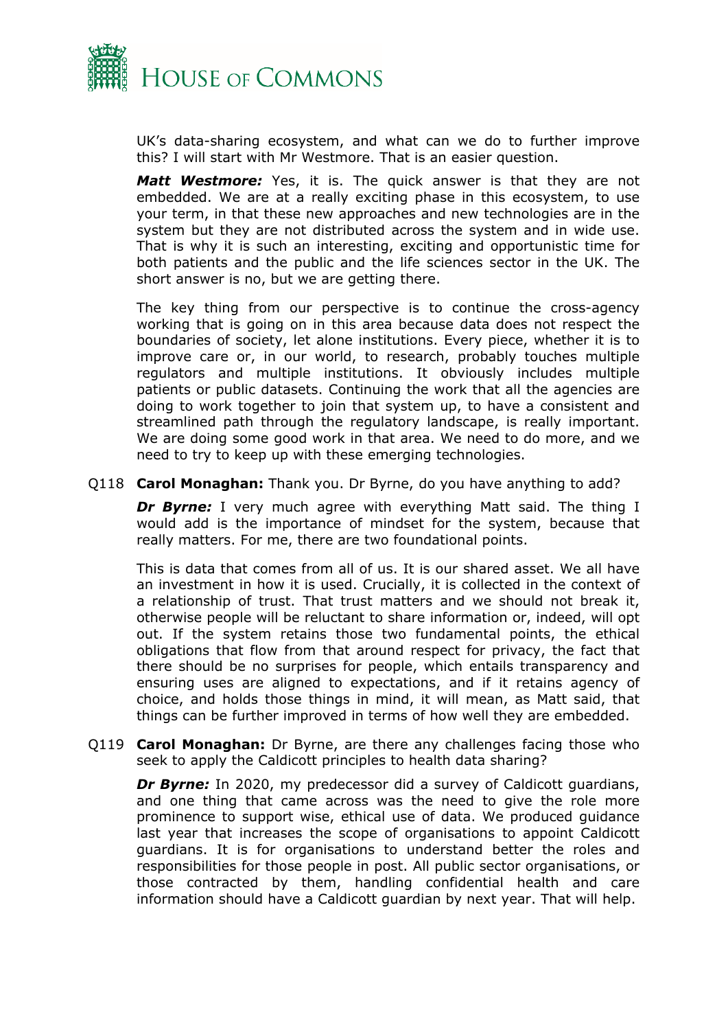UK's data-sharing ecosystem, and what can we do to further improve this? I will start with Mr Westmore. That is an easier question.

***Matt Westmore:*** Yes, it is. The quick answer is that they are not embedded. We are at a really exciting phase in this ecosystem, to use your term, in that these new approaches and new technologies are in the system but they are not distributed across the system and in wide use. That is why it is such an interesting, exciting and opportunistic time for both patients and the public and the life sciences sector in the UK. The short answer is no, but we are getting there.

The key thing from our perspective is to continue the cross-agency working that is going on in this area because data does not respect the boundaries of society, let alone institutions. Every piece, whether it is to improve care or, in our world, to research, probably touches multiple regulators and multiple institutions. It obviously includes multiple patients or public datasets. Continuing the work that all the agencies are doing to work together to join that system up, to have a consistent and streamlined path through the regulatory landscape, is really important. We are doing some good work in that area. We need to do more, and we need to try to keep up with these emerging technologies.

Q118 **Carol Monaghan:** Thank you. Dr Byrne, do you have anything to add?

***Dr Byrne:*** I very much agree with everything Matt said. The thing I would add is the importance of mindset for the system, because that really matters. For me, there are two foundational points.

This is data that comes from all of us. It is our shared asset. We all have an investment in how it is used. Crucially, it is collected in the context of a relationship of trust. That trust matters and we should not break it, otherwise people will be reluctant to share information or, indeed, will opt out. If the system retains those two fundamental points, the ethical obligations that flow from that around respect for privacy, the fact that there should be no surprises for people, which entails transparency and ensuring uses are aligned to expectations, and if it retains agency of choice, and holds those things in mind, it will mean, as Matt said, that things can be further improved in terms of how well they are embedded.

Q119 **Carol Monaghan:** Dr Byrne, are there any challenges facing those who seek to apply the Caldicott principles to health data sharing?

***Dr Byrne:*** In 2020, my predecessor did a survey of Caldicott guardians, and one thing that came across was the need to give the role more prominence to support wise, ethical use of data. We produced guidance last year that increases the scope of organisations to appoint Caldicott guardians. It is for organisations to understand better the roles and responsibilities for those people in post. All public sector organisations, or those contracted by them, handling confidential health and care information should have a Caldicott guardian by next year. That will help.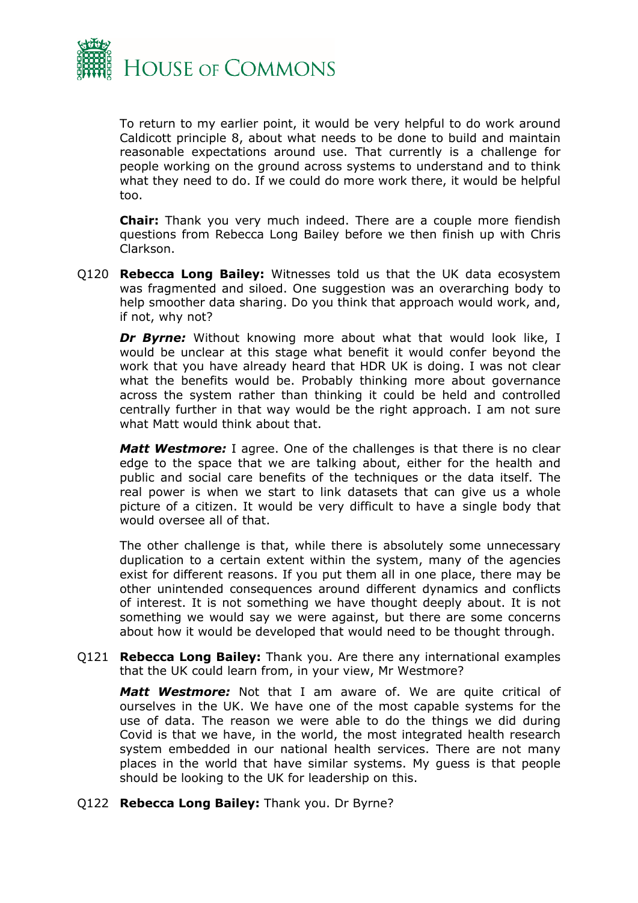To return to my earlier point, it would be very helpful to do work around Caldicott principle 8, about what needs to be done to build and maintain reasonable expectations around use. That currently is a challenge for people working on the ground across systems to understand and to think what they need to do. If we could do more work there, it would be helpful too.

**Chair:** Thank you very much indeed. There are a couple more fiendish questions from Rebecca Long Bailey before we then finish up with Chris Clarkson.

Q120 **Rebecca Long Bailey:** Witnesses told us that the UK data ecosystem was fragmented and siloed. One suggestion was an overarching body to help smoother data sharing. Do you think that approach would work, and, if not, why not?

***Dr Byrne:*** Without knowing more about what that would look like, I would be unclear at this stage what benefit it would confer beyond the work that you have already heard that HDR UK is doing. I was not clear what the benefits would be. Probably thinking more about governance across the system rather than thinking it could be held and controlled centrally further in that way would be the right approach. I am not sure what Matt would think about that.

***Matt Westmore:*** I agree. One of the challenges is that there is no clear edge to the space that we are talking about, either for the health and public and social care benefits of the techniques or the data itself. The real power is when we start to link datasets that can give us a whole picture of a citizen. It would be very difficult to have a single body that would oversee all of that.

The other challenge is that, while there is absolutely some unnecessary duplication to a certain extent within the system, many of the agencies exist for different reasons. If you put them all in one place, there may be other unintended consequences around different dynamics and conflicts of interest. It is not something we have thought deeply about. It is not something we would say we were against, but there are some concerns about how it would be developed that would need to be thought through.

Q121 **Rebecca Long Bailey:** Thank you. Are there any international examples that the UK could learn from, in your view, Mr Westmore?

***Matt Westmore:*** Not that I am aware of. We are quite critical of ourselves in the UK. We have one of the most capable systems for the use of data. The reason we were able to do the things we did during Covid is that we have, in the world, the most integrated health research system embedded in our national health services. There are not many places in the world that have similar systems. My guess is that people should be looking to the UK for leadership on this.

Q122 **Rebecca Long Bailey:** Thank you. Dr Byrne?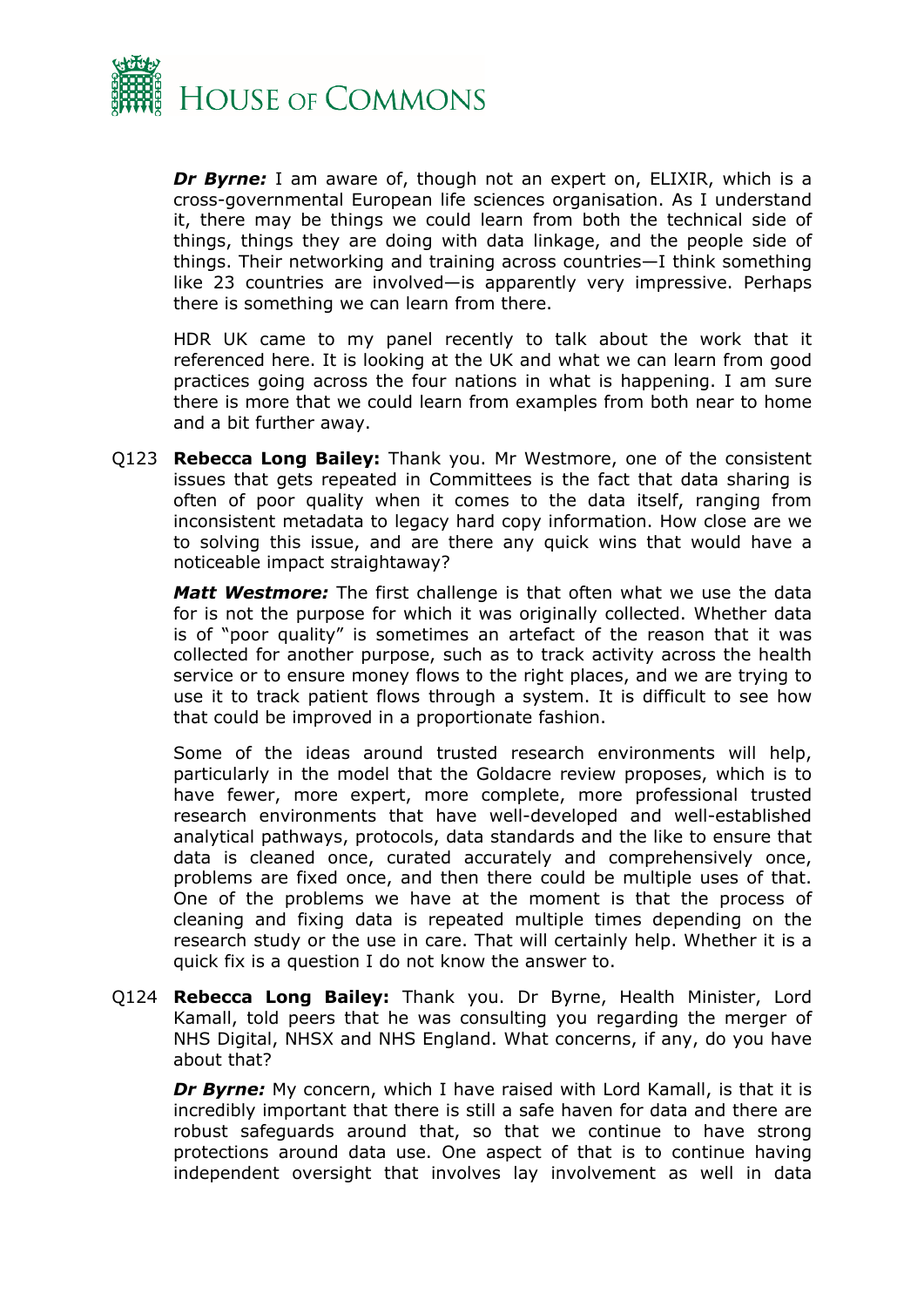***Dr Byrne:*** I am aware of, though not an expert on, ELIXIR, which is a cross-governmental European life sciences organisation. As I understand it, there may be things we could learn from both the technical side of things, things they are doing with data linkage, and the people side of things. Their networking and training across countries—I think something like 23 countries are involved—is apparently very impressive. Perhaps there is something we can learn from there.

HDR UK came to my panel recently to talk about the work that it referenced here. It is looking at the UK and what we can learn from good practices going across the four nations in what is happening. I am sure there is more that we could learn from examples from both near to home and a bit further away.

Q123 **Rebecca Long Bailey:** Thank you. Mr Westmore, one of the consistent issues that gets repeated in Committees is the fact that data sharing is often of poor quality when it comes to the data itself, ranging from inconsistent metadata to legacy hard copy information. How close are we to solving this issue, and are there any quick wins that would have a noticeable impact straightaway?

***Matt Westmore:*** The first challenge is that often what we use the data for is not the purpose for which it was originally collected. Whether data is of "poor quality" is sometimes an artefact of the reason that it was collected for another purpose, such as to track activity across the health service or to ensure money flows to the right places, and we are trying to use it to track patient flows through a system. It is difficult to see how that could be improved in a proportionate fashion.

Some of the ideas around trusted research environments will help, particularly in the model that the Goldacre review proposes, which is to have fewer, more expert, more complete, more professional trusted research environments that have well-developed and well-established analytical pathways, protocols, data standards and the like to ensure that data is cleaned once, curated accurately and comprehensively once, problems are fixed once, and then there could be multiple uses of that. One of the problems we have at the moment is that the process of cleaning and fixing data is repeated multiple times depending on the research study or the use in care. That will certainly help. Whether it is a quick fix is a question I do not know the answer to.

Q124 **Rebecca Long Bailey:** Thank you. Dr Byrne, Health Minister, Lord Kamall, told peers that he was consulting you regarding the merger of NHS Digital, NHSX and NHS England. What concerns, if any, do you have about that?

***Dr Byrne:*** My concern, which I have raised with Lord Kamall, is that it is incredibly important that there is still a safe haven for data and there are robust safeguards around that, so that we continue to have strong protections around data use. One aspect of that is to continue having independent oversight that involves lay involvement as well in data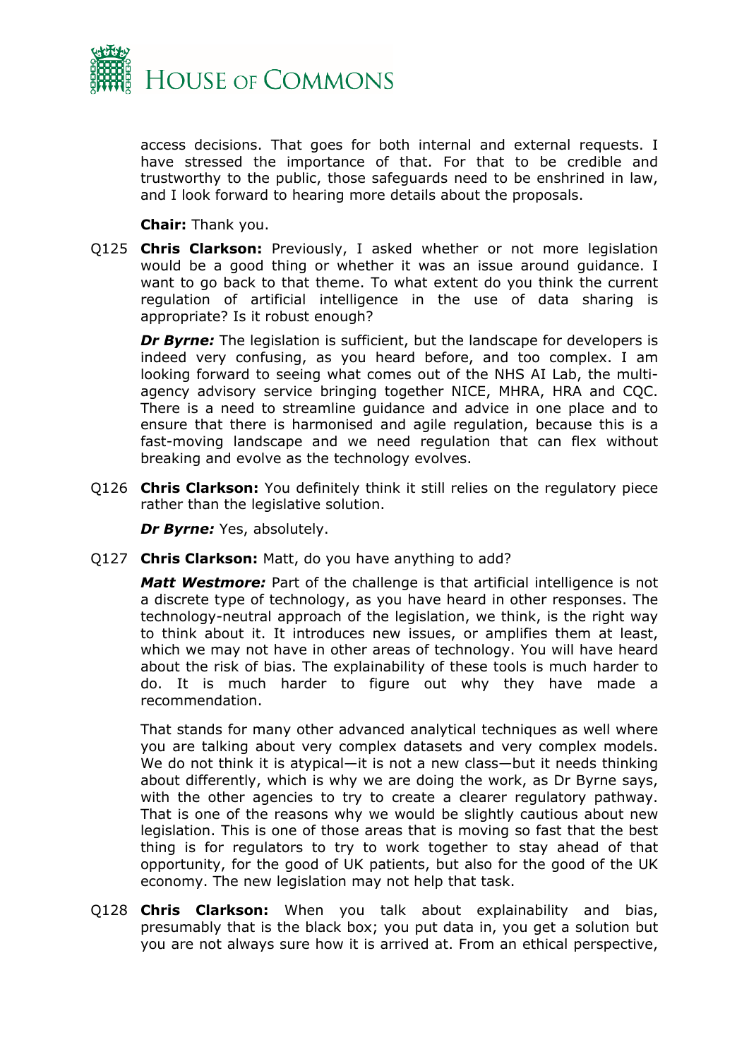access decisions. That goes for both internal and external requests. I have stressed the importance of that. For that to be credible and trustworthy to the public, those safeguards need to be enshrined in law, and I look forward to hearing more details about the proposals.

**Chair:** Thank you.

Q125 **Chris Clarkson:** Previously, I asked whether or not more legislation would be a good thing or whether it was an issue around guidance. I want to go back to that theme. To what extent do you think the current regulation of artificial intelligence in the use of data sharing is appropriate? Is it robust enough?

***Dr Byrne:*** The legislation is sufficient, but the landscape for developers is indeed very confusing, as you heard before, and too complex. I am looking forward to seeing what comes out of the NHS AI Lab, the multi-agency advisory service bringing together NICE, MHRA, HRA and CQC. There is a need to streamline guidance and advice in one place and to ensure that there is harmonised and agile regulation, because this is a fast-moving landscape and we need regulation that can flex without breaking and evolve as the technology evolves.

Q126 **Chris Clarkson:** You definitely think it still relies on the regulatory piece rather than the legislative solution.

***Dr Byrne:*** Yes, absolutely.

Q127 **Chris Clarkson:** Matt, do you have anything to add?

***Matt Westmore:*** Part of the challenge is that artificial intelligence is not a discrete type of technology, as you have heard in other responses. The technology-neutral approach of the legislation, we think, is the right way to think about it. It introduces new issues, or amplifies them at least, which we may not have in other areas of technology. You will have heard about the risk of bias. The explainability of these tools is much harder to do. It is much harder to figure out why they have made a recommendation.

That stands for many other advanced analytical techniques as well where you are talking about very complex datasets and very complex models. We do not think it is atypical—it is not a new class—but it needs thinking about differently, which is why we are doing the work, as Dr Byrne says, with the other agencies to try to create a clearer regulatory pathway. That is one of the reasons why we would be slightly cautious about new legislation. This is one of those areas that is moving so fast that the best thing is for regulators to try to work together to stay ahead of that opportunity, for the good of UK patients, but also for the good of the UK economy. The new legislation may not help that task.

Q128 **Chris Clarkson:** When you talk about explainability and bias, presumably that is the black box; you put data in, you get a solution but you are not always sure how it is arrived at. From an ethical perspective,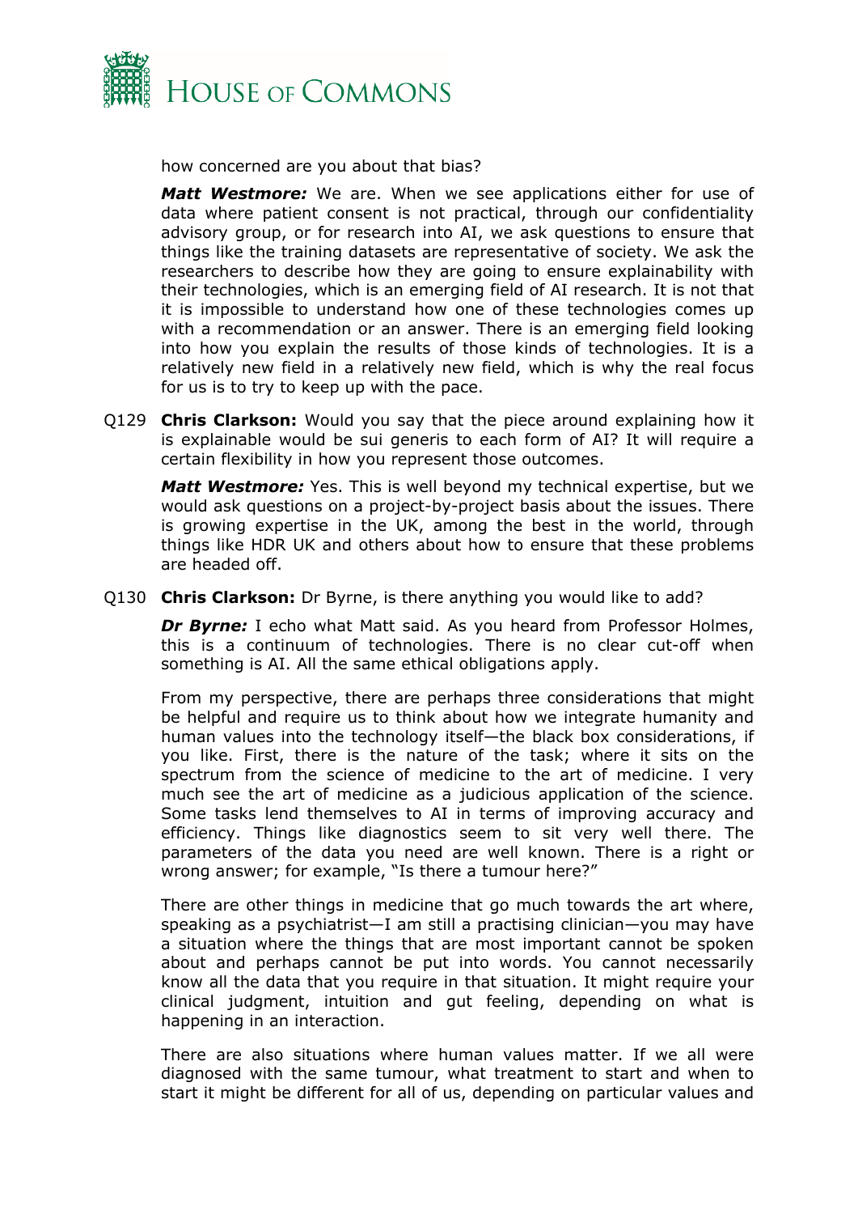how concerned are you about that bias?

***Matt Westmore:*** We are. When we see applications either for use of data where patient consent is not practical, through our confidentiality advisory group, or for research into AI, we ask questions to ensure that things like the training datasets are representative of society. We ask the researchers to describe how they are going to ensure explainability with their technologies, which is an emerging field of AI research. It is not that it is impossible to understand how one of these technologies comes up with a recommendation or an answer. There is an emerging field looking into how you explain the results of those kinds of technologies. It is a relatively new field in a relatively new field, which is why the real focus for us is to try to keep up with the pace.

Q129 **Chris Clarkson:** Would you say that the piece around explaining how it is explainable would be sui generis to each form of AI? It will require a certain flexibility in how you represent those outcomes.

***Matt Westmore:*** Yes. This is well beyond my technical expertise, but we would ask questions on a project-by-project basis about the issues. There is growing expertise in the UK, among the best in the world, through things like HDR UK and others about how to ensure that these problems are headed off.

Q130 **Chris Clarkson:** Dr Byrne, is there anything you would like to add?

***Dr Byrne:*** I echo what Matt said. As you heard from Professor Holmes, this is a continuum of technologies. There is no clear cut-off when something is AI. All the same ethical obligations apply.

From my perspective, there are perhaps three considerations that might be helpful and require us to think about how we integrate humanity and human values into the technology itself—the black box considerations, if you like. First, there is the nature of the task; where it sits on the spectrum from the science of medicine to the art of medicine. I very much see the art of medicine as a judicious application of the science. Some tasks lend themselves to AI in terms of improving accuracy and efficiency. Things like diagnostics seem to sit very well there. The parameters of the data you need are well known. There is a right or wrong answer; for example, "Is there a tumour here?"

There are other things in medicine that go much towards the art where, speaking as a psychiatrist—I am still a practising clinician—you may have a situation where the things that are most important cannot be spoken about and perhaps cannot be put into words. You cannot necessarily know all the data that you require in that situation. It might require your clinical judgment, intuition and gut feeling, depending on what is happening in an interaction.

There are also situations where human values matter. If we all were diagnosed with the same tumour, what treatment to start and when to start it might be different for all of us, depending on particular values and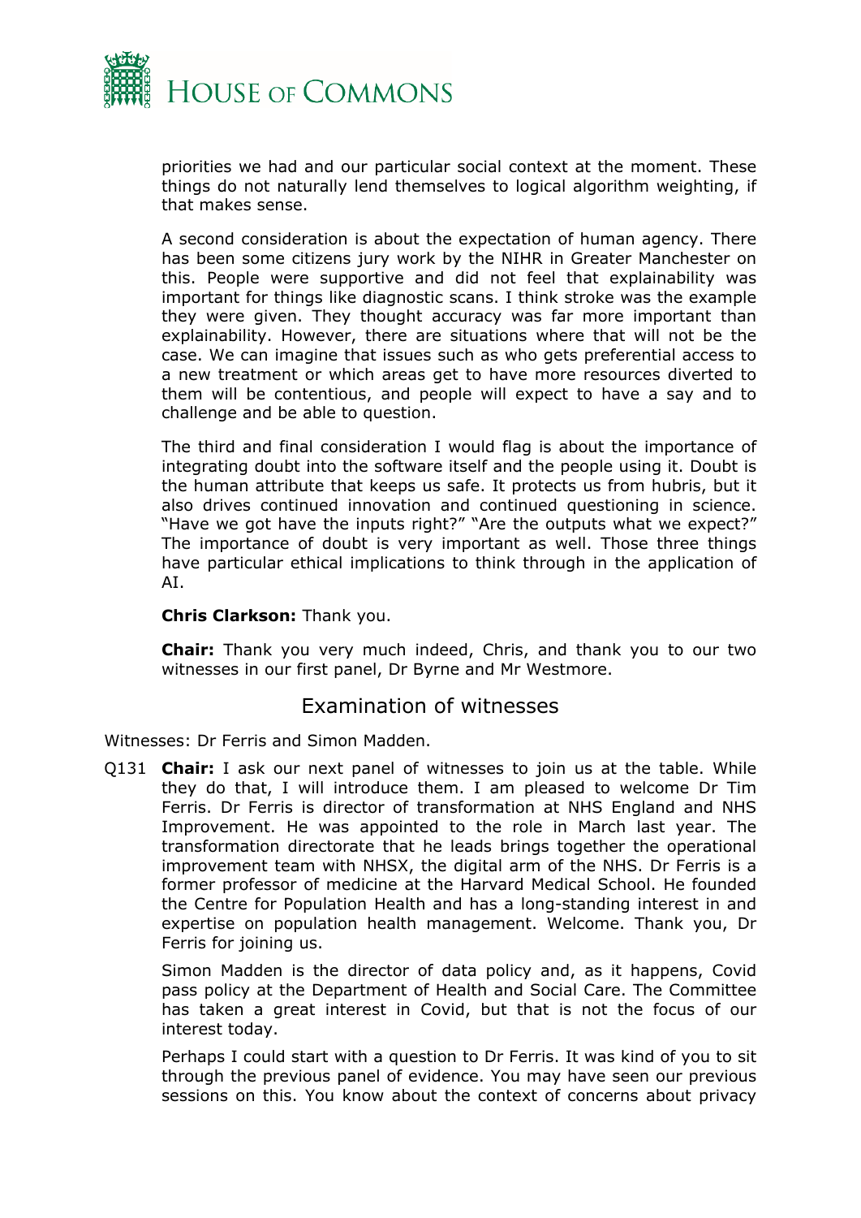priorities we had and our particular social context at the moment. These things do not naturally lend themselves to logical algorithm weighting, if that makes sense.

A second consideration is about the expectation of human agency. There has been some citizens jury work by the NIHR in Greater Manchester on this. People were supportive and did not feel that explainability was important for things like diagnostic scans. I think stroke was the example they were given. They thought accuracy was far more important than explainability. However, there are situations where that will not be the case. We can imagine that issues such as who gets preferential access to a new treatment or which areas get to have more resources diverted to them will be contentious, and people will expect to have a say and to challenge and be able to question.

The third and final consideration I would flag is about the importance of integrating doubt into the software itself and the people using it. Doubt is the human attribute that keeps us safe. It protects us from hubris, but it also drives continued innovation and continued questioning in science. "Have we got have the inputs right?" "Are the outputs what we expect?" The importance of doubt is very important as well. Those three things have particular ethical implications to think through in the application of AI.

**Chris Clarkson:** Thank you.

**Chair:** Thank you very much indeed, Chris, and thank you to our two witnesses in our first panel, Dr Byrne and Mr Westmore.

## Examination of witnesses

Witnesses: Dr Ferris and Simon Madden.

Q131 **Chair:** I ask our next panel of witnesses to join us at the table. While they do that, I will introduce them. I am pleased to welcome Dr Tim Ferris. Dr Ferris is director of transformation at NHS England and NHS Improvement. He was appointed to the role in March last year. The transformation directorate that he leads brings together the operational improvement team with NHSX, the digital arm of the NHS. Dr Ferris is a former professor of medicine at the Harvard Medical School. He founded the Centre for Population Health and has a long-standing interest in and expertise on population health management. Welcome. Thank you, Dr Ferris for joining us.

Simon Madden is the director of data policy and, as it happens, Covid pass policy at the Department of Health and Social Care. The Committee has taken a great interest in Covid, but that is not the focus of our interest today.

Perhaps I could start with a question to Dr Ferris. It was kind of you to sit through the previous panel of evidence. You may have seen our previous sessions on this. You know about the context of concerns about privacy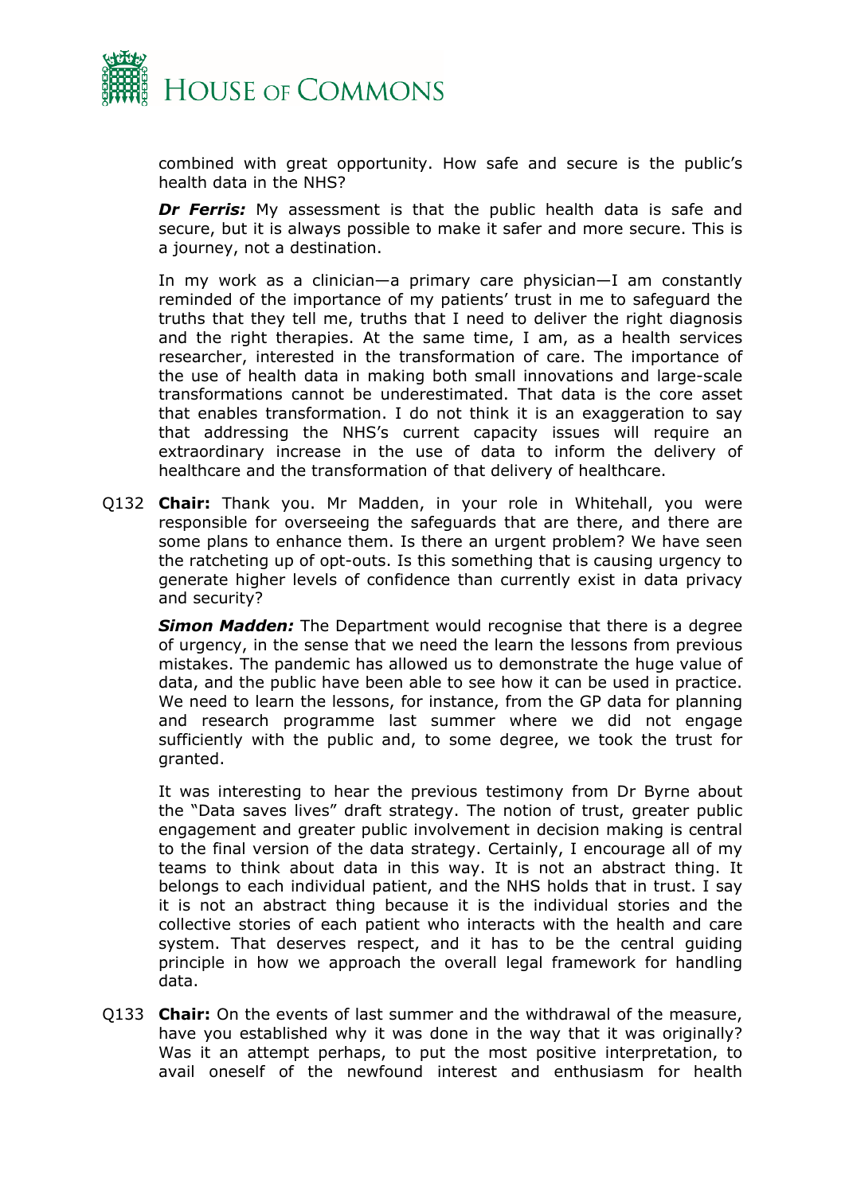combined with great opportunity. How safe and secure is the public's health data in the NHS?

***Dr Ferris:*** My assessment is that the public health data is safe and secure, but it is always possible to make it safer and more secure. This is a journey, not a destination.

In my work as a clinician—a primary care physician—I am constantly reminded of the importance of my patients' trust in me to safeguard the truths that they tell me, truths that I need to deliver the right diagnosis and the right therapies. At the same time, I am, as a health services researcher, interested in the transformation of care. The importance of the use of health data in making both small innovations and large-scale transformations cannot be underestimated. That data is the core asset that enables transformation. I do not think it is an exaggeration to say that addressing the NHS's current capacity issues will require an extraordinary increase in the use of data to inform the delivery of healthcare and the transformation of that delivery of healthcare.

Q132 **Chair:** Thank you. Mr Madden, in your role in Whitehall, you were responsible for overseeing the safeguards that are there, and there are some plans to enhance them. Is there an urgent problem? We have seen the ratcheting up of opt-outs. Is this something that is causing urgency to generate higher levels of confidence than currently exist in data privacy and security?

***Simon Madden:*** The Department would recognise that there is a degree of urgency, in the sense that we need the learn the lessons from previous mistakes. The pandemic has allowed us to demonstrate the huge value of data, and the public have been able to see how it can be used in practice. We need to learn the lessons, for instance, from the GP data for planning and research programme last summer where we did not engage sufficiently with the public and, to some degree, we took the trust for granted.

It was interesting to hear the previous testimony from Dr Byrne about the "Data saves lives" draft strategy. The notion of trust, greater public engagement and greater public involvement in decision making is central to the final version of the data strategy. Certainly, I encourage all of my teams to think about data in this way. It is not an abstract thing. It belongs to each individual patient, and the NHS holds that in trust. I say it is not an abstract thing because it is the individual stories and the collective stories of each patient who interacts with the health and care system. That deserves respect, and it has to be the central guiding principle in how we approach the overall legal framework for handling data.

Q133 **Chair:** On the events of last summer and the withdrawal of the measure, have you established why it was done in the way that it was originally? Was it an attempt perhaps, to put the most positive interpretation, to avail oneself of the newfound interest and enthusiasm for health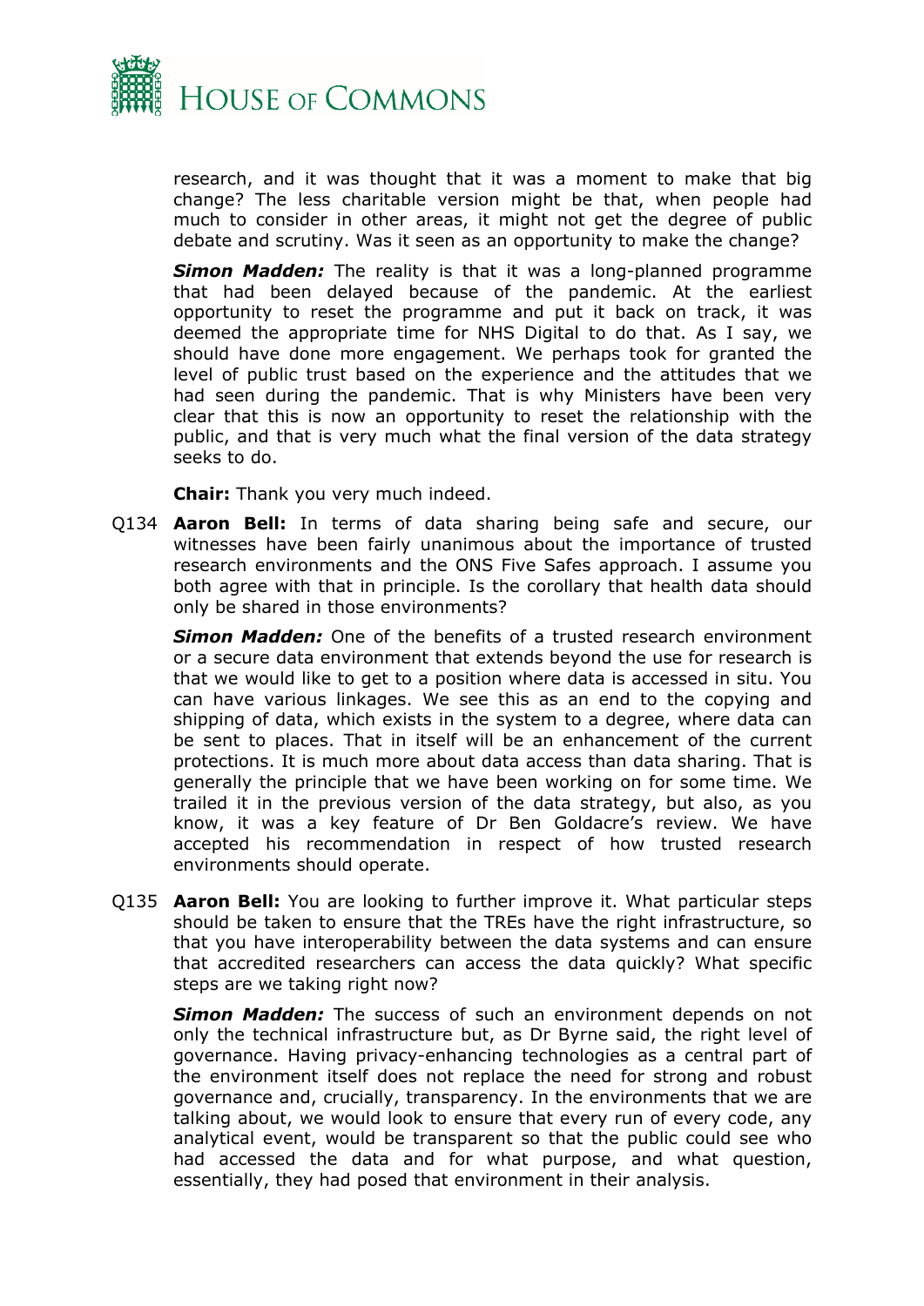research, and it was thought that it was a moment to make that big change? The less charitable version might be that, when people had much to consider in other areas, it might not get the degree of public debate and scrutiny. Was it seen as an opportunity to make the change?

***Simon Madden:*** The reality is that it was a long-planned programme that had been delayed because of the pandemic. At the earliest opportunity to reset the programme and put it back on track, it was deemed the appropriate time for NHS Digital to do that. As I say, we should have done more engagement. We perhaps took for granted the level of public trust based on the experience and the attitudes that we had seen during the pandemic. That is why Ministers have been very clear that this is now an opportunity to reset the relationship with the public, and that is very much what the final version of the data strategy seeks to do.

**Chair:** Thank you very much indeed.

Q134 **Aaron Bell:** In terms of data sharing being safe and secure, our witnesses have been fairly unanimous about the importance of trusted research environments and the ONS Five Safes approach. I assume you both agree with that in principle. Is the corollary that health data should only be shared in those environments?

***Simon Madden:*** One of the benefits of a trusted research environment or a secure data environment that extends beyond the use for research is that we would like to get to a position where data is accessed in situ. You can have various linkages. We see this as an end to the copying and shipping of data, which exists in the system to a degree, where data can be sent to places. That in itself will be an enhancement of the current protections. It is much more about data access than data sharing. That is generally the principle that we have been working on for some time. We trailed it in the previous version of the data strategy, but also, as you know, it was a key feature of Dr Ben Goldacre's review. We have accepted his recommendation in respect of how trusted research environments should operate.

Q135 **Aaron Bell:** You are looking to further improve it. What particular steps should be taken to ensure that the TREs have the right infrastructure, so that you have interoperability between the data systems and can ensure that accredited researchers can access the data quickly? What specific steps are we taking right now?

***Simon Madden:*** The success of such an environment depends on not only the technical infrastructure but, as Dr Byrne said, the right level of governance. Having privacy-enhancing technologies as a central part of the environment itself does not replace the need for strong and robust governance and, crucially, transparency. In the environments that we are talking about, we would look to ensure that every run of every code, any analytical event, would be transparent so that the public could see who had accessed the data and for what purpose, and what question, essentially, they had posed that environment in their analysis.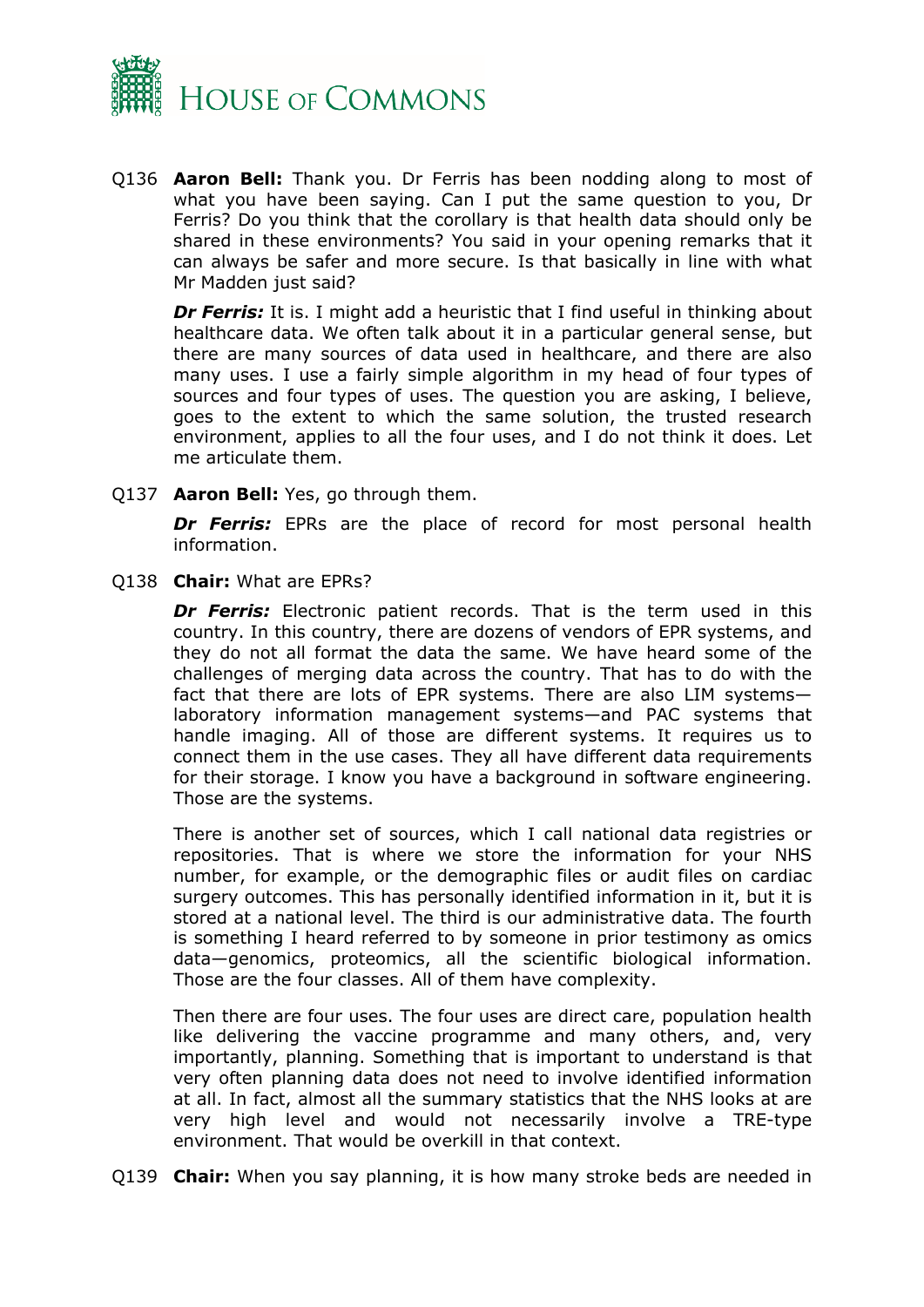Q136 **Aaron Bell:** Thank you. Dr Ferris has been nodding along to most of what you have been saying. Can I put the same question to you, Dr Ferris? Do you think that the corollary is that health data should only be shared in these environments? You said in your opening remarks that it can always be safer and more secure. Is that basically in line with what Mr Madden just said?

***Dr Ferris:*** It is. I might add a heuristic that I find useful in thinking about healthcare data. We often talk about it in a particular general sense, but there are many sources of data used in healthcare, and there are also many uses. I use a fairly simple algorithm in my head of four types of sources and four types of uses. The question you are asking, I believe, goes to the extent to which the same solution, the trusted research environment, applies to all the four uses, and I do not think it does. Let me articulate them.

Q137 **Aaron Bell:** Yes, go through them.

***Dr Ferris:*** EPRs are the place of record for most personal health information.

Q138 **Chair:** What are EPRs?

***Dr Ferris:*** Electronic patient records. That is the term used in this country. In this country, there are dozens of vendors of EPR systems, and they do not all format the data the same. We have heard some of the challenges of merging data across the country. That has to do with the fact that there are lots of EPR systems. There are also LIM systems—laboratory information management systems—and PAC systems that handle imaging. All of those are different systems. It requires us to connect them in the use cases. They all have different data requirements for their storage. I know you have a background in software engineering. Those are the systems.

There is another set of sources, which I call national data registries or repositories. That is where we store the information for your NHS number, for example, or the demographic files or audit files on cardiac surgery outcomes. This has personally identified information in it, but it is stored at a national level. The third is our administrative data. The fourth is something I heard referred to by someone in prior testimony as omics data—genomics, proteomics, all the scientific biological information. Those are the four classes. All of them have complexity.

Then there are four uses. The four uses are direct care, population health like delivering the vaccine programme and many others, and, very importantly, planning. Something that is important to understand is that very often planning data does not need to involve identified information at all. In fact, almost all the summary statistics that the NHS looks at are very high level and would not necessarily involve a TRE-type environment. That would be overkill in that context.

Q139 **Chair:** When you say planning, it is how many stroke beds are needed in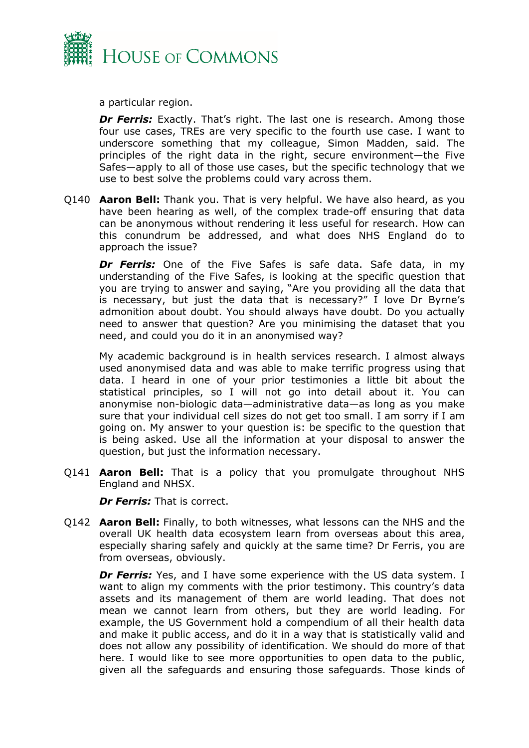a particular region.

***Dr Ferris:*** Exactly. That's right. The last one is research. Among those four use cases, TREs are very specific to the fourth use case. I want to underscore something that my colleague, Simon Madden, said. The principles of the right data in the right, secure environment—the Five Safes—apply to all of those use cases, but the specific technology that we use to best solve the problems could vary across them.

Q140 **Aaron Bell:** Thank you. That is very helpful. We have also heard, as you have been hearing as well, of the complex trade-off ensuring that data can be anonymous without rendering it less useful for research. How can this conundrum be addressed, and what does NHS England do to approach the issue?

***Dr Ferris:*** One of the Five Safes is safe data. Safe data, in my understanding of the Five Safes, is looking at the specific question that you are trying to answer and saying, "Are you providing all the data that is necessary, but just the data that is necessary?" I love Dr Byrne's admonition about doubt. You should always have doubt. Do you actually need to answer that question? Are you minimising the dataset that you need, and could you do it in an anonymised way?

My academic background is in health services research. I almost always used anonymised data and was able to make terrific progress using that data. I heard in one of your prior testimonies a little bit about the statistical principles, so I will not go into detail about it. You can anonymise non-biologic data—administrative data—as long as you make sure that your individual cell sizes do not get too small. I am sorry if I am going on. My answer to your question is: be specific to the question that is being asked. Use all the information at your disposal to answer the question, but just the information necessary.

Q141 **Aaron Bell:** That is a policy that you promulgate throughout NHS England and NHSX.

***Dr Ferris:*** That is correct.

Q142 **Aaron Bell:** Finally, to both witnesses, what lessons can the NHS and the overall UK health data ecosystem learn from overseas about this area, especially sharing safely and quickly at the same time? Dr Ferris, you are from overseas, obviously.

***Dr Ferris:*** Yes, and I have some experience with the US data system. I want to align my comments with the prior testimony. This country's data assets and its management of them are world leading. That does not mean we cannot learn from others, but they are world leading. For example, the US Government hold a compendium of all their health data and make it public access, and do it in a way that is statistically valid and does not allow any possibility of identification. We should do more of that here. I would like to see more opportunities to open data to the public, given all the safeguards and ensuring those safeguards. Those kinds of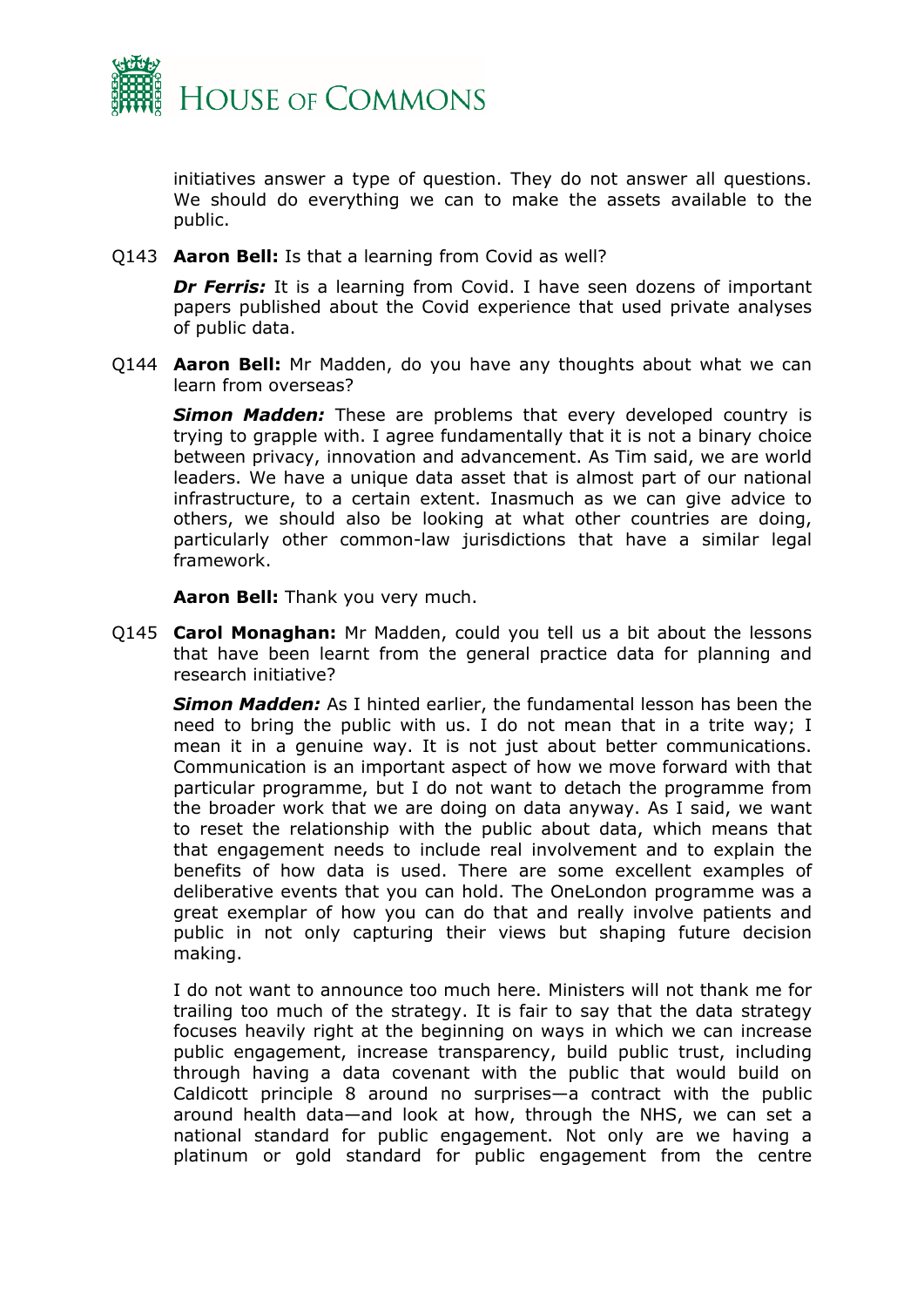initiatives answer a type of question. They do not answer all questions. We should do everything we can to make the assets available to the public.

Q143 **Aaron Bell:** Is that a learning from Covid as well?

***Dr Ferris:*** It is a learning from Covid. I have seen dozens of important papers published about the Covid experience that used private analyses of public data.

Q144 **Aaron Bell:** Mr Madden, do you have any thoughts about what we can learn from overseas?

***Simon Madden:*** These are problems that every developed country is trying to grapple with. I agree fundamentally that it is not a binary choice between privacy, innovation and advancement. As Tim said, we are world leaders. We have a unique data asset that is almost part of our national infrastructure, to a certain extent. Inasmuch as we can give advice to others, we should also be looking at what other countries are doing, particularly other common-law jurisdictions that have a similar legal framework.

**Aaron Bell:** Thank you very much.

Q145 **Carol Monaghan:** Mr Madden, could you tell us a bit about the lessons that have been learnt from the general practice data for planning and research initiative?

***Simon Madden:*** As I hinted earlier, the fundamental lesson has been the need to bring the public with us. I do not mean that in a trite way; I mean it in a genuine way. It is not just about better communications. Communication is an important aspect of how we move forward with that particular programme, but I do not want to detach the programme from the broader work that we are doing on data anyway. As I said, we want to reset the relationship with the public about data, which means that that engagement needs to include real involvement and to explain the benefits of how data is used. There are some excellent examples of deliberative events that you can hold. The OneLondon programme was a great exemplar of how you can do that and really involve patients and public in not only capturing their views but shaping future decision making.

I do not want to announce too much here. Ministers will not thank me for trailing too much of the strategy. It is fair to say that the data strategy focuses heavily right at the beginning on ways in which we can increase public engagement, increase transparency, build public trust, including through having a data covenant with the public that would build on Caldicott principle 8 around no surprises—a contract with the public around health data—and look at how, through the NHS, we can set a national standard for public engagement. Not only are we having a platinum or gold standard for public engagement from the centre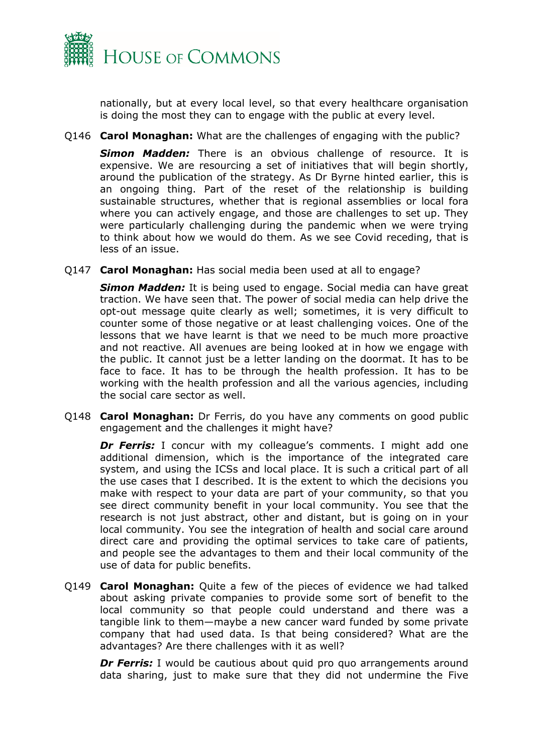nationally, but at every local level, so that every healthcare organisation is doing the most they can to engage with the public at every level.

Q146 **Carol Monaghan:** What are the challenges of engaging with the public?

***Simon Madden:*** There is an obvious challenge of resource. It is expensive. We are resourcing a set of initiatives that will begin shortly, around the publication of the strategy. As Dr Byrne hinted earlier, this is an ongoing thing. Part of the reset of the relationship is building sustainable structures, whether that is regional assemblies or local fora where you can actively engage, and those are challenges to set up. They were particularly challenging during the pandemic when we were trying to think about how we would do them. As we see Covid receding, that is less of an issue.

Q147 **Carol Monaghan:** Has social media been used at all to engage?

***Simon Madden:*** It is being used to engage. Social media can have great traction. We have seen that. The power of social media can help drive the opt-out message quite clearly as well; sometimes, it is very difficult to counter some of those negative or at least challenging voices. One of the lessons that we have learnt is that we need to be much more proactive and not reactive. All avenues are being looked at in how we engage with the public. It cannot just be a letter landing on the doormat. It has to be face to face. It has to be through the health profession. It has to be working with the health profession and all the various agencies, including the social care sector as well.

Q148 **Carol Monaghan:** Dr Ferris, do you have any comments on good public engagement and the challenges it might have?

***Dr Ferris:*** I concur with my colleague's comments. I might add one additional dimension, which is the importance of the integrated care system, and using the ICSs and local place. It is such a critical part of all the use cases that I described. It is the extent to which the decisions you make with respect to your data are part of your community, so that you see direct community benefit in your local community. You see that the research is not just abstract, other and distant, but is going on in your local community. You see the integration of health and social care around direct care and providing the optimal services to take care of patients, and people see the advantages to them and their local community of the use of data for public benefits.

Q149 **Carol Monaghan:** Quite a few of the pieces of evidence we had talked about asking private companies to provide some sort of benefit to the local community so that people could understand and there was a tangible link to them—maybe a new cancer ward funded by some private company that had used data. Is that being considered? What are the advantages? Are there challenges with it as well?

***Dr Ferris:*** I would be cautious about quid pro quo arrangements around data sharing, just to make sure that they did not undermine the Five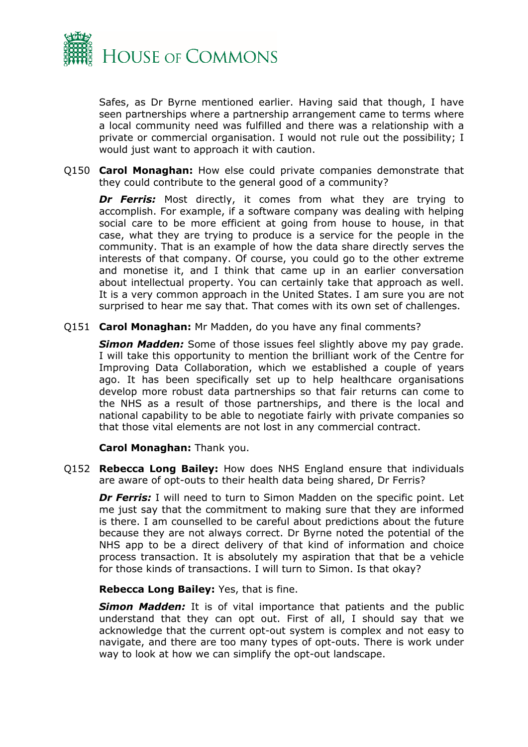Safes, as Dr Byrne mentioned earlier. Having said that though, I have seen partnerships where a partnership arrangement came to terms where a local community need was fulfilled and there was a relationship with a private or commercial organisation. I would not rule out the possibility; I would just want to approach it with caution.

Q150 **Carol Monaghan:** How else could private companies demonstrate that they could contribute to the general good of a community?

***Dr Ferris:*** Most directly, it comes from what they are trying to accomplish. For example, if a software company was dealing with helping social care to be more efficient at going from house to house, in that case, what they are trying to produce is a service for the people in the community. That is an example of how the data share directly serves the interests of that company. Of course, you could go to the other extreme and monetise it, and I think that came up in an earlier conversation about intellectual property. You can certainly take that approach as well. It is a very common approach in the United States. I am sure you are not surprised to hear me say that. That comes with its own set of challenges.

Q151 **Carol Monaghan:** Mr Madden, do you have any final comments?

***Simon Madden:*** Some of those issues feel slightly above my pay grade. I will take this opportunity to mention the brilliant work of the Centre for Improving Data Collaboration, which we established a couple of years ago. It has been specifically set up to help healthcare organisations develop more robust data partnerships so that fair returns can come to the NHS as a result of those partnerships, and there is the local and national capability to be able to negotiate fairly with private companies so that those vital elements are not lost in any commercial contract.

**Carol Monaghan:** Thank you.

Q152 **Rebecca Long Bailey:** How does NHS England ensure that individuals are aware of opt-outs to their health data being shared, Dr Ferris?

***Dr Ferris:*** I will need to turn to Simon Madden on the specific point. Let me just say that the commitment to making sure that they are informed is there. I am counselled to be careful about predictions about the future because they are not always correct. Dr Byrne noted the potential of the NHS app to be a direct delivery of that kind of information and choice process transaction. It is absolutely my aspiration that that be a vehicle for those kinds of transactions. I will turn to Simon. Is that okay?

**Rebecca Long Bailey:** Yes, that is fine.

***Simon Madden:*** It is of vital importance that patients and the public understand that they can opt out. First of all, I should say that we acknowledge that the current opt-out system is complex and not easy to navigate, and there are too many types of opt-outs. There is work under way to look at how we can simplify the opt-out landscape.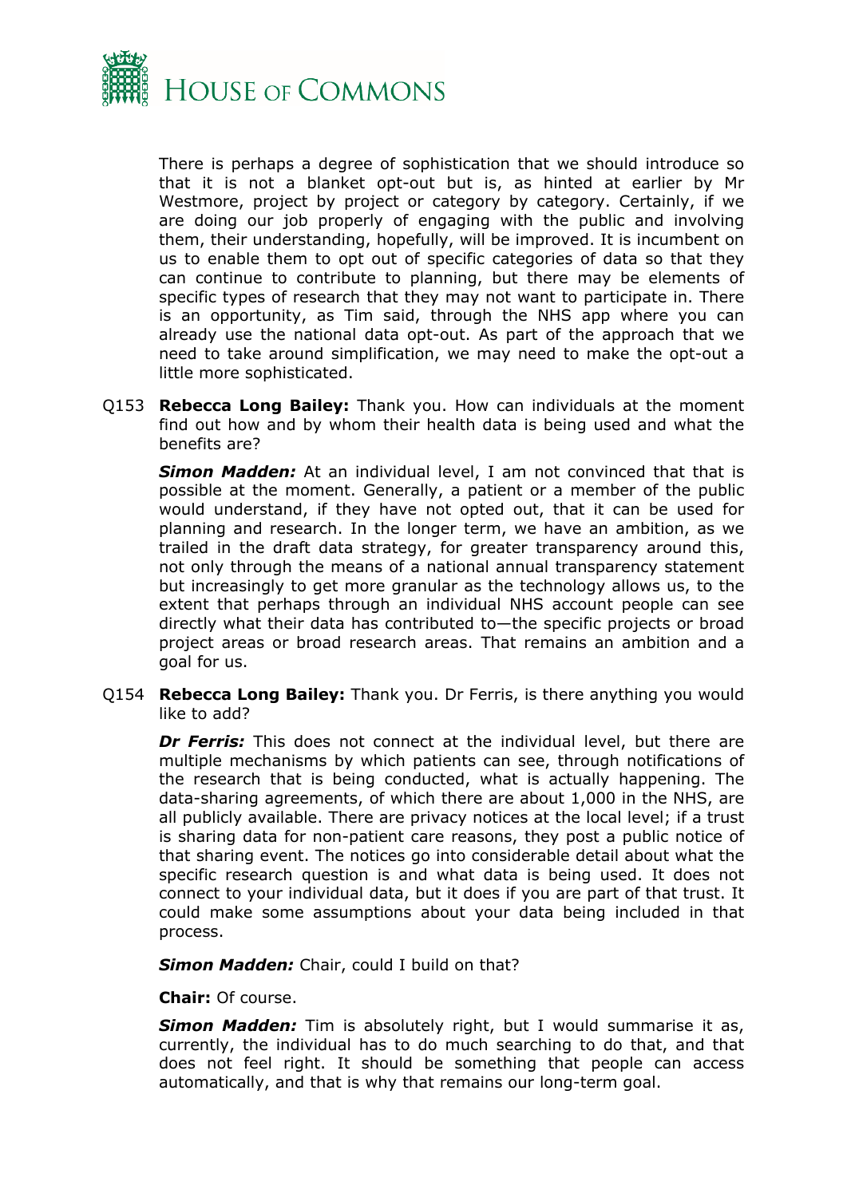There is perhaps a degree of sophistication that we should introduce so that it is not a blanket opt-out but is, as hinted at earlier by Mr Westmore, project by project or category by category. Certainly, if we are doing our job properly of engaging with the public and involving them, their understanding, hopefully, will be improved. It is incumbent on us to enable them to opt out of specific categories of data so that they can continue to contribute to planning, but there may be elements of specific types of research that they may not want to participate in. There is an opportunity, as Tim said, through the NHS app where you can already use the national data opt-out. As part of the approach that we need to take around simplification, we may need to make the opt-out a little more sophisticated.

Q153 **Rebecca Long Bailey:** Thank you. How can individuals at the moment find out how and by whom their health data is being used and what the benefits are?

***Simon Madden:*** At an individual level, I am not convinced that that is possible at the moment. Generally, a patient or a member of the public would understand, if they have not opted out, that it can be used for planning and research. In the longer term, we have an ambition, as we trailed in the draft data strategy, for greater transparency around this, not only through the means of a national annual transparency statement but increasingly to get more granular as the technology allows us, to the extent that perhaps through an individual NHS account people can see directly what their data has contributed to—the specific projects or broad project areas or broad research areas. That remains an ambition and a goal for us.

Q154 **Rebecca Long Bailey:** Thank you. Dr Ferris, is there anything you would like to add?

***Dr Ferris:*** This does not connect at the individual level, but there are multiple mechanisms by which patients can see, through notifications of the research that is being conducted, what is actually happening. The data-sharing agreements, of which there are about 1,000 in the NHS, are all publicly available. There are privacy notices at the local level; if a trust is sharing data for non-patient care reasons, they post a public notice of that sharing event. The notices go into considerable detail about what the specific research question is and what data is being used. It does not connect to your individual data, but it does if you are part of that trust. It could make some assumptions about your data being included in that process.

***Simon Madden:*** Chair, could I build on that?

**Chair:** Of course.

***Simon Madden:*** Tim is absolutely right, but I would summarise it as, currently, the individual has to do much searching to do that, and that does not feel right. It should be something that people can access automatically, and that is why that remains our long-term goal.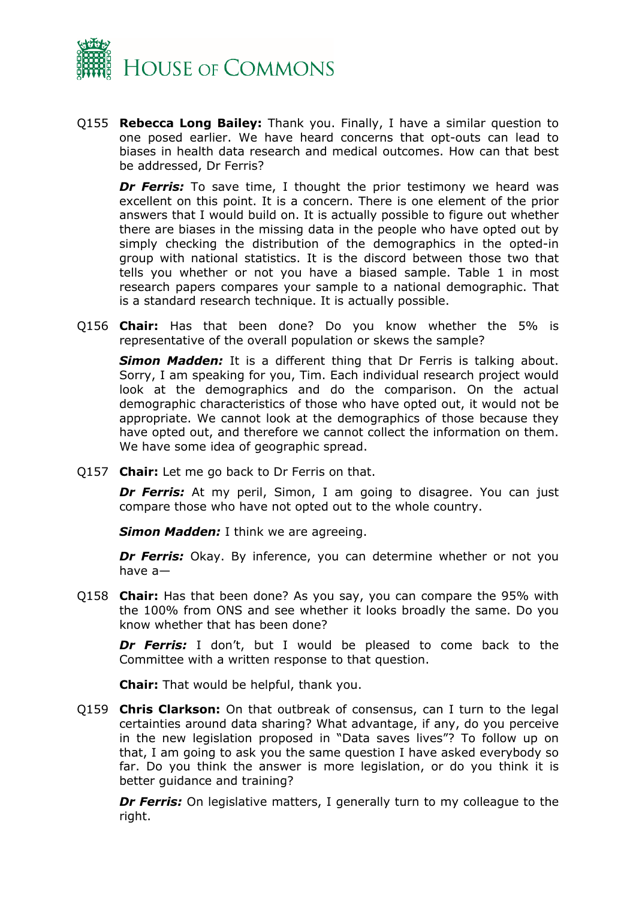Q155 **Rebecca Long Bailey:** Thank you. Finally, I have a similar question to one posed earlier. We have heard concerns that opt-outs can lead to biases in health data research and medical outcomes. How can that best be addressed, Dr Ferris?

***Dr Ferris:*** To save time, I thought the prior testimony we heard was excellent on this point. It is a concern. There is one element of the prior answers that I would build on. It is actually possible to figure out whether there are biases in the missing data in the people who have opted out by simply checking the distribution of the demographics in the opted-in group with national statistics. It is the discord between those two that tells you whether or not you have a biased sample. Table 1 in most research papers compares your sample to a national demographic. That is a standard research technique. It is actually possible.

Q156 **Chair:** Has that been done? Do you know whether the 5% is representative of the overall population or skews the sample?

***Simon Madden:*** It is a different thing that Dr Ferris is talking about. Sorry, I am speaking for you, Tim. Each individual research project would look at the demographics and do the comparison. On the actual demographic characteristics of those who have opted out, it would not be appropriate. We cannot look at the demographics of those because they have opted out, and therefore we cannot collect the information on them. We have some idea of geographic spread.

Q157 **Chair:** Let me go back to Dr Ferris on that.

***Dr Ferris:*** At my peril, Simon, I am going to disagree. You can just compare those who have not opted out to the whole country.

***Simon Madden:*** I think we are agreeing.

***Dr Ferris:*** Okay. By inference, you can determine whether or not you have a—

Q158 **Chair:** Has that been done? As you say, you can compare the 95% with the 100% from ONS and see whether it looks broadly the same. Do you know whether that has been done?

***Dr Ferris:*** I don't, but I would be pleased to come back to the Committee with a written response to that question.

**Chair:** That would be helpful, thank you.

Q159 **Chris Clarkson:** On that outbreak of consensus, can I turn to the legal certainties around data sharing? What advantage, if any, do you perceive in the new legislation proposed in "Data saves lives"? To follow up on that, I am going to ask you the same question I have asked everybody so far. Do you think the answer is more legislation, or do you think it is better guidance and training?

***Dr Ferris:*** On legislative matters, I generally turn to my colleague to the right.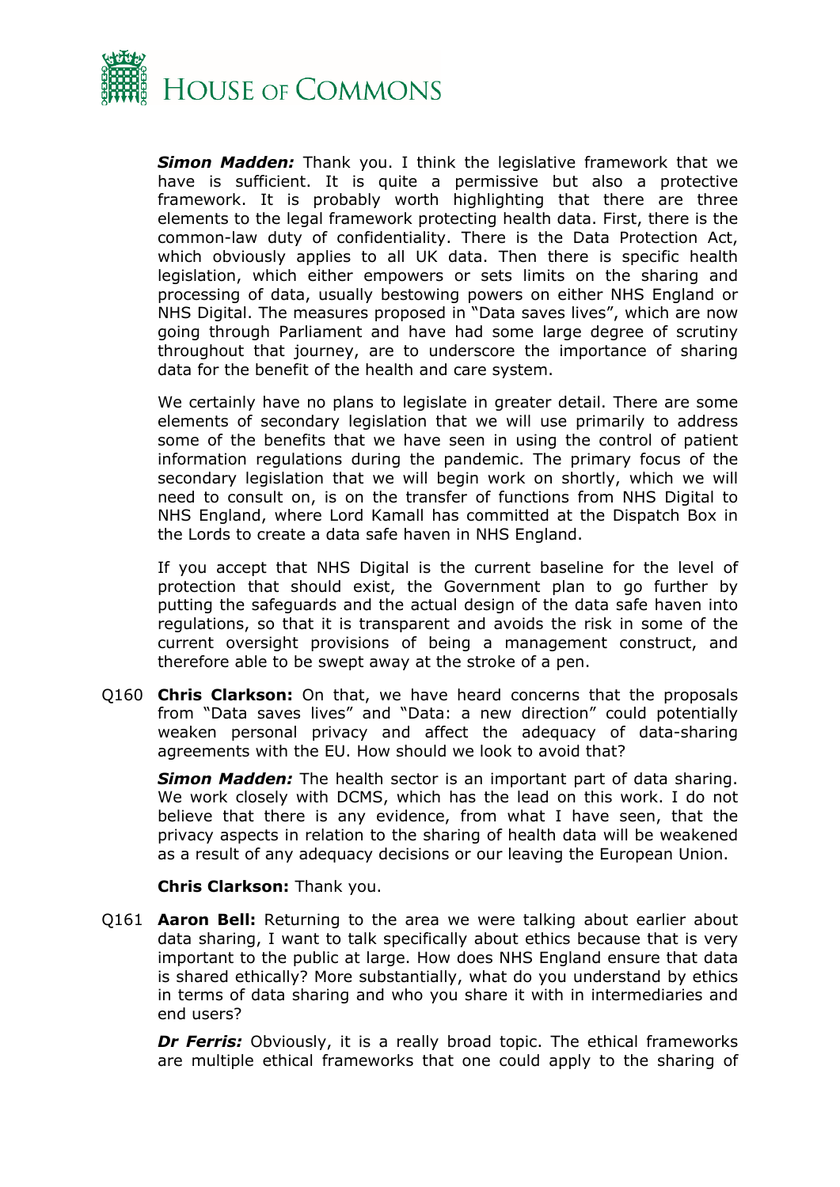***Simon Madden:*** Thank you. I think the legislative framework that we have is sufficient. It is quite a permissive but also a protective framework. It is probably worth highlighting that there are three elements to the legal framework protecting health data. First, there is the common-law duty of confidentiality. There is the Data Protection Act, which obviously applies to all UK data. Then there is specific health legislation, which either empowers or sets limits on the sharing and processing of data, usually bestowing powers on either NHS England or NHS Digital. The measures proposed in "Data saves lives", which are now going through Parliament and have had some large degree of scrutiny throughout that journey, are to underscore the importance of sharing data for the benefit of the health and care system.

We certainly have no plans to legislate in greater detail. There are some elements of secondary legislation that we will use primarily to address some of the benefits that we have seen in using the control of patient information regulations during the pandemic. The primary focus of the secondary legislation that we will begin work on shortly, which we will need to consult on, is on the transfer of functions from NHS Digital to NHS England, where Lord Kamall has committed at the Dispatch Box in the Lords to create a data safe haven in NHS England.

If you accept that NHS Digital is the current baseline for the level of protection that should exist, the Government plan to go further by putting the safeguards and the actual design of the data safe haven into regulations, so that it is transparent and avoids the risk in some of the current oversight provisions of being a management construct, and therefore able to be swept away at the stroke of a pen.

Q160 **Chris Clarkson:** On that, we have heard concerns that the proposals from "Data saves lives" and "Data: a new direction" could potentially weaken personal privacy and affect the adequacy of data-sharing agreements with the EU. How should we look to avoid that?

***Simon Madden:*** The health sector is an important part of data sharing. We work closely with DCMS, which has the lead on this work. I do not believe that there is any evidence, from what I have seen, that the privacy aspects in relation to the sharing of health data will be weakened as a result of any adequacy decisions or our leaving the European Union.

**Chris Clarkson:** Thank you.

Q161 **Aaron Bell:** Returning to the area we were talking about earlier about data sharing, I want to talk specifically about ethics because that is very important to the public at large. How does NHS England ensure that data is shared ethically? More substantially, what do you understand by ethics in terms of data sharing and who you share it with in intermediaries and end users?

***Dr Ferris:*** Obviously, it is a really broad topic. The ethical frameworks are multiple ethical frameworks that one could apply to the sharing of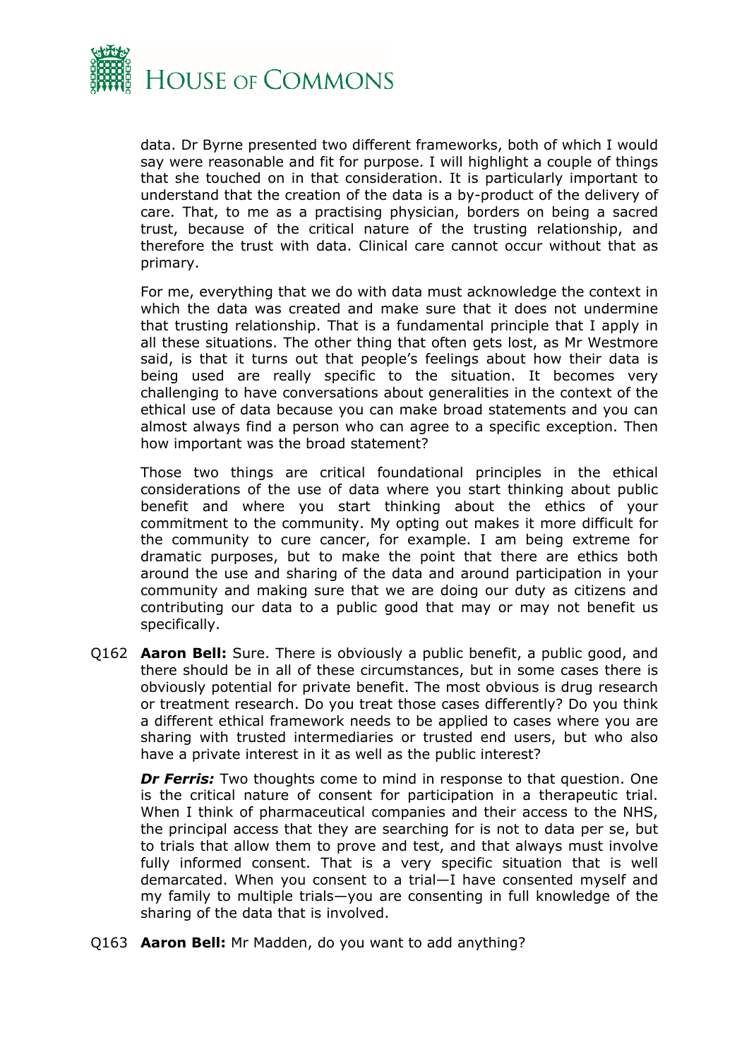data. Dr Byrne presented two different frameworks, both of which I would say were reasonable and fit for purpose. I will highlight a couple of things that she touched on in that consideration. It is particularly important to understand that the creation of the data is a by-product of the delivery of care. That, to me as a practising physician, borders on being a sacred trust, because of the critical nature of the trusting relationship, and therefore the trust with data. Clinical care cannot occur without that as primary.

For me, everything that we do with data must acknowledge the context in which the data was created and make sure that it does not undermine that trusting relationship. That is a fundamental principle that I apply in all these situations. The other thing that often gets lost, as Mr Westmore said, is that it turns out that people's feelings about how their data is being used are really specific to the situation. It becomes very challenging to have conversations about generalities in the context of the ethical use of data because you can make broad statements and you can almost always find a person who can agree to a specific exception. Then how important was the broad statement?

Those two things are critical foundational principles in the ethical considerations of the use of data where you start thinking about public benefit and where you start thinking about the ethics of your commitment to the community. My opting out makes it more difficult for the community to cure cancer, for example. I am being extreme for dramatic purposes, but to make the point that there are ethics both around the use and sharing of the data and around participation in your community and making sure that we are doing our duty as citizens and contributing our data to a public good that may or may not benefit us specifically.

Q162 **Aaron Bell:** Sure. There is obviously a public benefit, a public good, and there should be in all of these circumstances, but in some cases there is obviously potential for private benefit. The most obvious is drug research or treatment research. Do you treat those cases differently? Do you think a different ethical framework needs to be applied to cases where you are sharing with trusted intermediaries or trusted end users, but who also have a private interest in it as well as the public interest?

***Dr Ferris:*** Two thoughts come to mind in response to that question. One is the critical nature of consent for participation in a therapeutic trial. When I think of pharmaceutical companies and their access to the NHS, the principal access that they are searching for is not to data per se, but to trials that allow them to prove and test, and that always must involve fully informed consent. That is a very specific situation that is well demarcated. When you consent to a trial—I have consented myself and my family to multiple trials—you are consenting in full knowledge of the sharing of the data that is involved.

Q163 **Aaron Bell:** Mr Madden, do you want to add anything?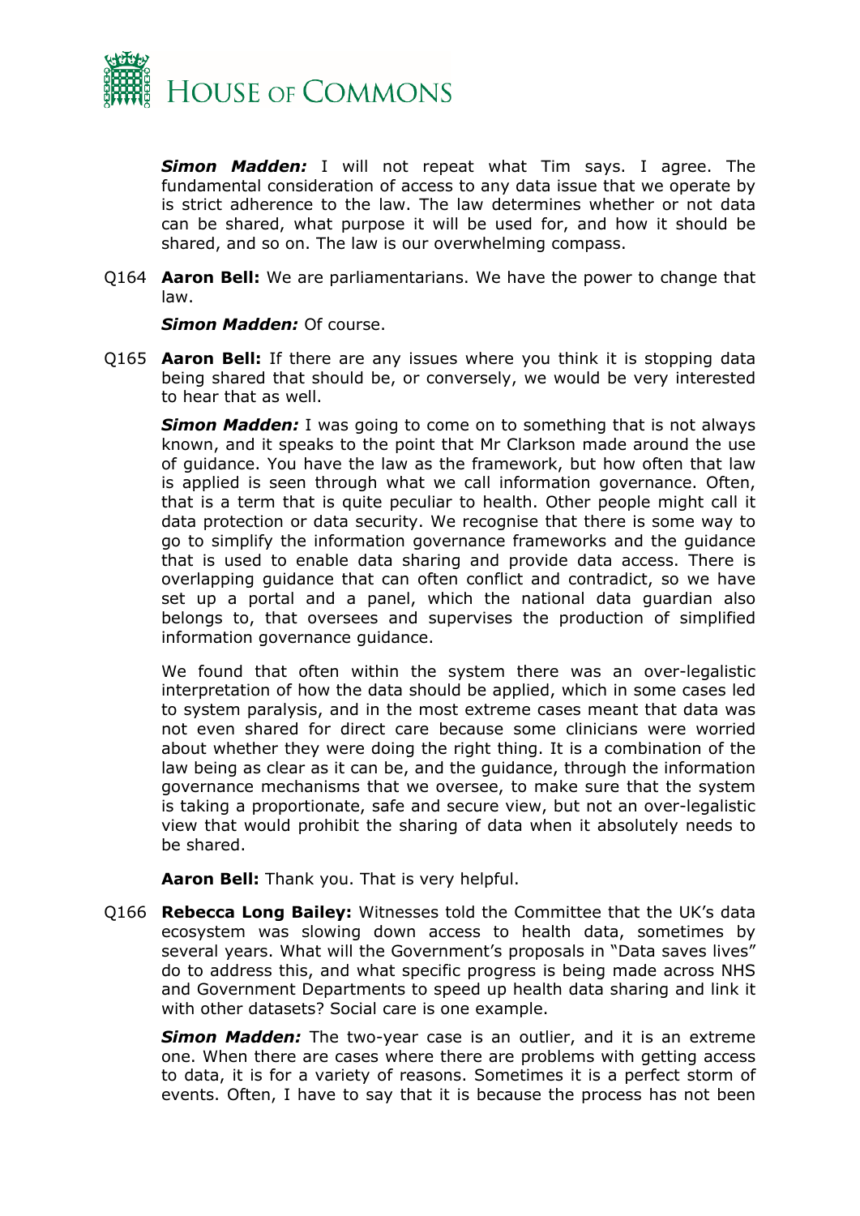***Simon Madden:*** I will not repeat what Tim says. I agree. The fundamental consideration of access to any data issue that we operate by is strict adherence to the law. The law determines whether or not data can be shared, what purpose it will be used for, and how it should be shared, and so on. The law is our overwhelming compass.

Q164 **Aaron Bell:** We are parliamentarians. We have the power to change that law.

***Simon Madden:*** Of course.

Q165 **Aaron Bell:** If there are any issues where you think it is stopping data being shared that should be, or conversely, we would be very interested to hear that as well.

***Simon Madden:*** I was going to come on to something that is not always known, and it speaks to the point that Mr Clarkson made around the use of guidance. You have the law as the framework, but how often that law is applied is seen through what we call information governance. Often, that is a term that is quite peculiar to health. Other people might call it data protection or data security. We recognise that there is some way to go to simplify the information governance frameworks and the guidance that is used to enable data sharing and provide data access. There is overlapping guidance that can often conflict and contradict, so we have set up a portal and a panel, which the national data guardian also belongs to, that oversees and supervises the production of simplified information governance guidance.

We found that often within the system there was an over-legalistic interpretation of how the data should be applied, which in some cases led to system paralysis, and in the most extreme cases meant that data was not even shared for direct care because some clinicians were worried about whether they were doing the right thing. It is a combination of the law being as clear as it can be, and the guidance, through the information governance mechanisms that we oversee, to make sure that the system is taking a proportionate, safe and secure view, but not an over-legalistic view that would prohibit the sharing of data when it absolutely needs to be shared.

**Aaron Bell:** Thank you. That is very helpful.

Q166 **Rebecca Long Bailey:** Witnesses told the Committee that the UK's data ecosystem was slowing down access to health data, sometimes by several years. What will the Government's proposals in "Data saves lives" do to address this, and what specific progress is being made across NHS and Government Departments to speed up health data sharing and link it with other datasets? Social care is one example.

***Simon Madden:*** The two-year case is an outlier, and it is an extreme one. When there are cases where there are problems with getting access to data, it is for a variety of reasons. Sometimes it is a perfect storm of events. Often, I have to say that it is because the process has not been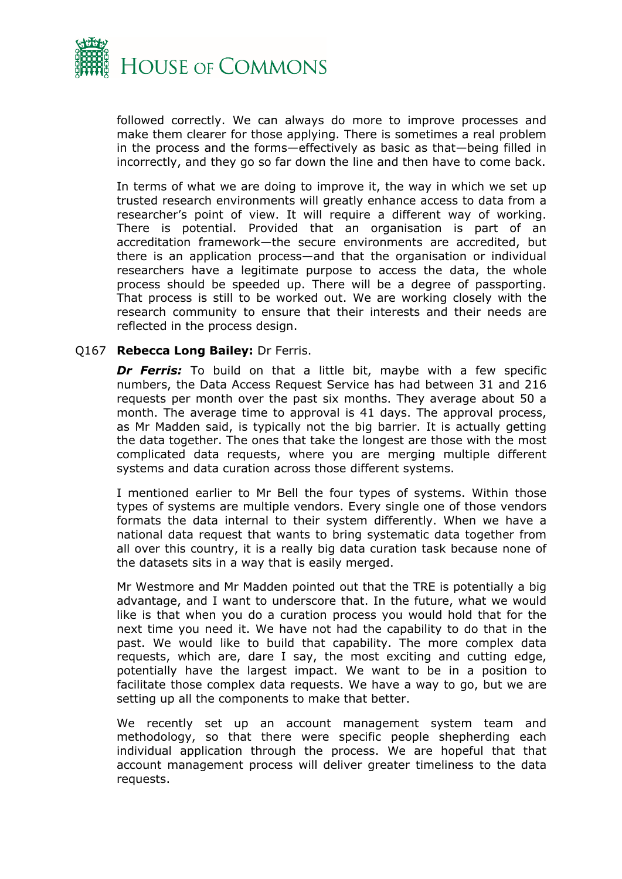followed correctly. We can always do more to improve processes and make them clearer for those applying. There is sometimes a real problem in the process and the forms—effectively as basic as that—being filled in incorrectly, and they go so far down the line and then have to come back.

In terms of what we are doing to improve it, the way in which we set up trusted research environments will greatly enhance access to data from a researcher's point of view. It will require a different way of working. There is potential. Provided that an organisation is part of an accreditation framework—the secure environments are accredited, but there is an application process—and that the organisation or individual researchers have a legitimate purpose to access the data, the whole process should be speeded up. There will be a degree of passporting. That process is still to be worked out. We are working closely with the research community to ensure that their interests and their needs are reflected in the process design.

Q167 **Rebecca Long Bailey:** Dr Ferris.

***Dr Ferris:*** To build on that a little bit, maybe with a few specific numbers, the Data Access Request Service has had between 31 and 216 requests per month over the past six months. They average about 50 a month. The average time to approval is 41 days. The approval process, as Mr Madden said, is typically not the big barrier. It is actually getting the data together. The ones that take the longest are those with the most complicated data requests, where you are merging multiple different systems and data curation across those different systems.

I mentioned earlier to Mr Bell the four types of systems. Within those types of systems are multiple vendors. Every single one of those vendors formats the data internal to their system differently. When we have a national data request that wants to bring systematic data together from all over this country, it is a really big data curation task because none of the datasets sits in a way that is easily merged.

Mr Westmore and Mr Madden pointed out that the TRE is potentially a big advantage, and I want to underscore that. In the future, what we would like is that when you do a curation process you would hold that for the next time you need it. We have not had the capability to do that in the past. We would like to build that capability. The more complex data requests, which are, dare I say, the most exciting and cutting edge, potentially have the largest impact. We want to be in a position to facilitate those complex data requests. We have a way to go, but we are setting up all the components to make that better.

We recently set up an account management system team and methodology, so that there were specific people shepherding each individual application through the process. We are hopeful that that account management process will deliver greater timeliness to the data requests.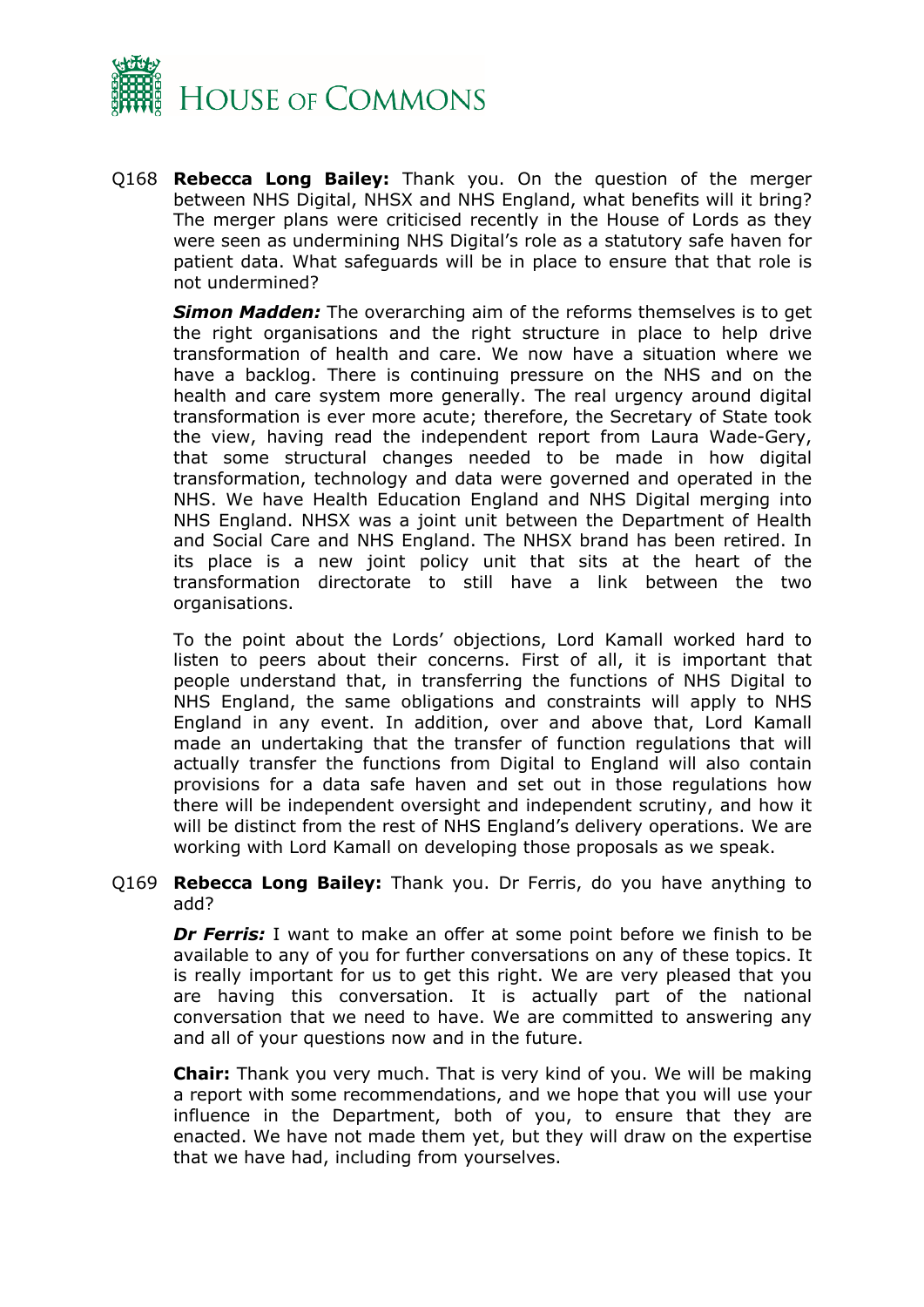Q168 **Rebecca Long Bailey:** Thank you. On the question of the merger between NHS Digital, NHSX and NHS England, what benefits will it bring? The merger plans were criticised recently in the House of Lords as they were seen as undermining NHS Digital's role as a statutory safe haven for patient data. What safeguards will be in place to ensure that that role is not undermined?

***Simon Madden:*** The overarching aim of the reforms themselves is to get the right organisations and the right structure in place to help drive transformation of health and care. We now have a situation where we have a backlog. There is continuing pressure on the NHS and on the health and care system more generally. The real urgency around digital transformation is ever more acute; therefore, the Secretary of State took the view, having read the independent report from Laura Wade-Gery, that some structural changes needed to be made in how digital transformation, technology and data were governed and operated in the NHS. We have Health Education England and NHS Digital merging into NHS England. NHSX was a joint unit between the Department of Health and Social Care and NHS England. The NHSX brand has been retired. In its place is a new joint policy unit that sits at the heart of the transformation directorate to still have a link between the two organisations.

To the point about the Lords' objections, Lord Kamall worked hard to listen to peers about their concerns. First of all, it is important that people understand that, in transferring the functions of NHS Digital to NHS England, the same obligations and constraints will apply to NHS England in any event. In addition, over and above that, Lord Kamall made an undertaking that the transfer of function regulations that will actually transfer the functions from Digital to England will also contain provisions for a data safe haven and set out in those regulations how there will be independent oversight and independent scrutiny, and how it will be distinct from the rest of NHS England's delivery operations. We are working with Lord Kamall on developing those proposals as we speak.

Q169 **Rebecca Long Bailey:** Thank you. Dr Ferris, do you have anything to add?

***Dr Ferris:*** I want to make an offer at some point before we finish to be available to any of you for further conversations on any of these topics. It is really important for us to get this right. We are very pleased that you are having this conversation. It is actually part of the national conversation that we need to have. We are committed to answering any and all of your questions now and in the future.

**Chair:** Thank you very much. That is very kind of you. We will be making a report with some recommendations, and we hope that you will use your influence in the Department, both of you, to ensure that they are enacted. We have not made them yet, but they will draw on the expertise that we have had, including from yourselves.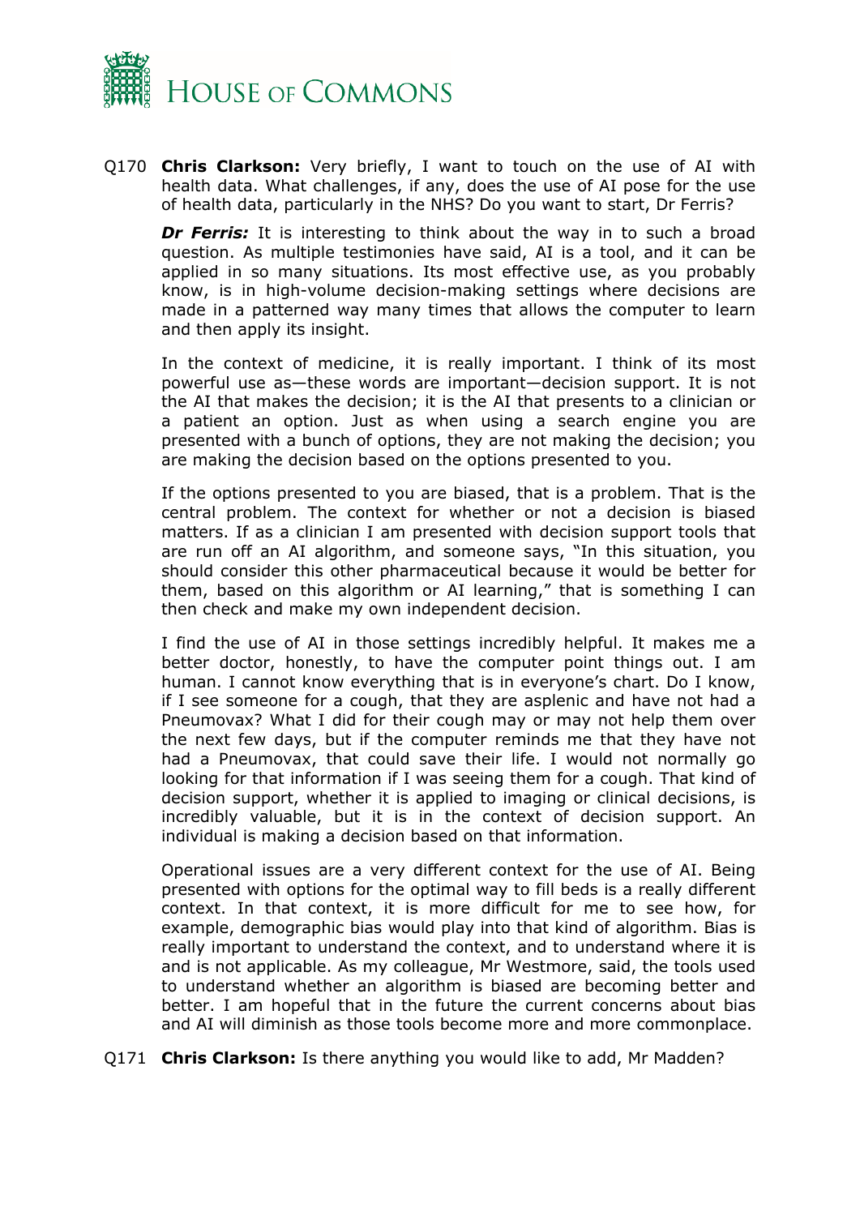Q170 **Chris Clarkson:** Very briefly, I want to touch on the use of AI with health data. What challenges, if any, does the use of AI pose for the use of health data, particularly in the NHS? Do you want to start, Dr Ferris?

***Dr Ferris:*** It is interesting to think about the way in to such a broad question. As multiple testimonies have said, AI is a tool, and it can be applied in so many situations. Its most effective use, as you probably know, is in high-volume decision-making settings where decisions are made in a patterned way many times that allows the computer to learn and then apply its insight.

In the context of medicine, it is really important. I think of its most powerful use as—these words are important—decision support. It is not the AI that makes the decision; it is the AI that presents to a clinician or a patient an option. Just as when using a search engine you are presented with a bunch of options, they are not making the decision; you are making the decision based on the options presented to you.

If the options presented to you are biased, that is a problem. That is the central problem. The context for whether or not a decision is biased matters. If as a clinician I am presented with decision support tools that are run off an AI algorithm, and someone says, "In this situation, you should consider this other pharmaceutical because it would be better for them, based on this algorithm or AI learning," that is something I can then check and make my own independent decision.

I find the use of AI in those settings incredibly helpful. It makes me a better doctor, honestly, to have the computer point things out. I am human. I cannot know everything that is in everyone's chart. Do I know, if I see someone for a cough, that they are asplenic and have not had a Pneumovax? What I did for their cough may or may not help them over the next few days, but if the computer reminds me that they have not had a Pneumovax, that could save their life. I would not normally go looking for that information if I was seeing them for a cough. That kind of decision support, whether it is applied to imaging or clinical decisions, is incredibly valuable, but it is in the context of decision support. An individual is making a decision based on that information.

Operational issues are a very different context for the use of AI. Being presented with options for the optimal way to fill beds is a really different context. In that context, it is more difficult for me to see how, for example, demographic bias would play into that kind of algorithm. Bias is really important to understand the context, and to understand where it is and is not applicable. As my colleague, Mr Westmore, said, the tools used to understand whether an algorithm is biased are becoming better and better. I am hopeful that in the future the current concerns about bias and AI will diminish as those tools become more and more commonplace.

Q171 **Chris Clarkson:** Is there anything you would like to add, Mr Madden?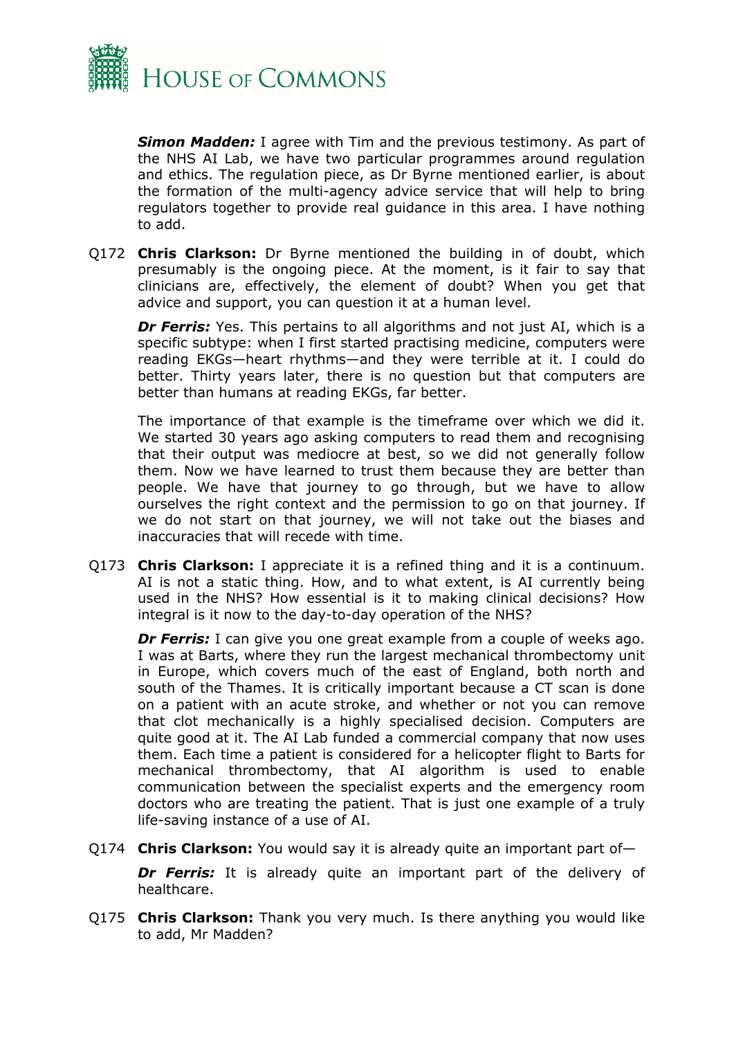***Simon Madden:*** I agree with Tim and the previous testimony. As part of the NHS AI Lab, we have two particular programmes around regulation and ethics. The regulation piece, as Dr Byrne mentioned earlier, is about the formation of the multi-agency advice service that will help to bring regulators together to provide real guidance in this area. I have nothing to add.

Q172 **Chris Clarkson:** Dr Byrne mentioned the building in of doubt, which presumably is the ongoing piece. At the moment, is it fair to say that clinicians are, effectively, the element of doubt? When you get that advice and support, you can question it at a human level.

***Dr Ferris:*** Yes. This pertains to all algorithms and not just AI, which is a specific subtype: when I first started practising medicine, computers were reading EKGs—heart rhythms—and they were terrible at it. I could do better. Thirty years later, there is no question but that computers are better than humans at reading EKGs, far better.

The importance of that example is the timeframe over which we did it. We started 30 years ago asking computers to read them and recognising that their output was mediocre at best, so we did not generally follow them. Now we have learned to trust them because they are better than people. We have that journey to go through, but we have to allow ourselves the right context and the permission to go on that journey. If we do not start on that journey, we will not take out the biases and inaccuracies that will recede with time.

Q173 **Chris Clarkson:** I appreciate it is a refined thing and it is a continuum. AI is not a static thing. How, and to what extent, is AI currently being used in the NHS? How essential is it to making clinical decisions? How integral is it now to the day-to-day operation of the NHS?

***Dr Ferris:*** I can give you one great example from a couple of weeks ago. I was at Barts, where they run the largest mechanical thrombectomy unit in Europe, which covers much of the east of England, both north and south of the Thames. It is critically important because a CT scan is done on a patient with an acute stroke, and whether or not you can remove that clot mechanically is a highly specialised decision. Computers are quite good at it. The AI Lab funded a commercial company that now uses them. Each time a patient is considered for a helicopter flight to Barts for mechanical thrombectomy, that AI algorithm is used to enable communication between the specialist experts and the emergency room doctors who are treating the patient. That is just one example of a truly life-saving instance of a use of AI.

Q174 **Chris Clarkson:** You would say it is already quite an important part of—

***Dr Ferris:*** It is already quite an important part of the delivery of healthcare.

Q175 **Chris Clarkson:** Thank you very much. Is there anything you would like to add, Mr Madden?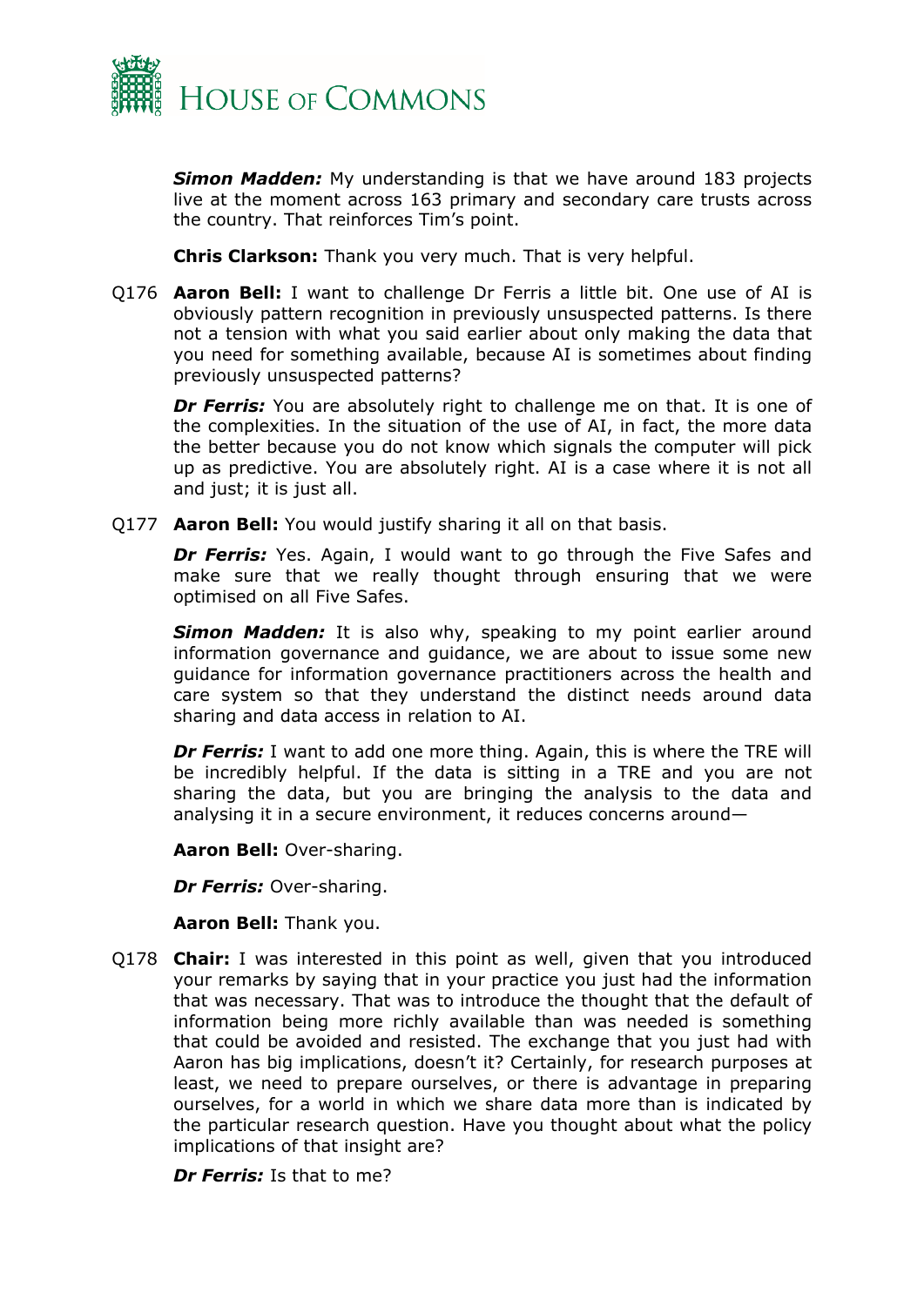***Simon Madden:*** My understanding is that we have around 183 projects live at the moment across 163 primary and secondary care trusts across the country. That reinforces Tim's point.

**Chris Clarkson:** Thank you very much. That is very helpful.

Q176 **Aaron Bell:** I want to challenge Dr Ferris a little bit. One use of AI is obviously pattern recognition in previously unsuspected patterns. Is there not a tension with what you said earlier about only making the data that you need for something available, because AI is sometimes about finding previously unsuspected patterns?

***Dr Ferris:*** You are absolutely right to challenge me on that. It is one of the complexities. In the situation of the use of AI, in fact, the more data the better because you do not know which signals the computer will pick up as predictive. You are absolutely right. AI is a case where it is not all and just; it is just all.

Q177 **Aaron Bell:** You would justify sharing it all on that basis.

***Dr Ferris:*** Yes. Again, I would want to go through the Five Safes and make sure that we really thought through ensuring that we were optimised on all Five Safes.

***Simon Madden:*** It is also why, speaking to my point earlier around information governance and guidance, we are about to issue some new guidance for information governance practitioners across the health and care system so that they understand the distinct needs around data sharing and data access in relation to AI.

***Dr Ferris:*** I want to add one more thing. Again, this is where the TRE will be incredibly helpful. If the data is sitting in a TRE and you are not sharing the data, but you are bringing the analysis to the data and analysing it in a secure environment, it reduces concerns around—

**Aaron Bell:** Over-sharing.

***Dr Ferris:*** Over-sharing.

**Aaron Bell:** Thank you.

Q178 **Chair:** I was interested in this point as well, given that you introduced your remarks by saying that in your practice you just had the information that was necessary. That was to introduce the thought that the default of information being more richly available than was needed is something that could be avoided and resisted. The exchange that you just had with Aaron has big implications, doesn't it? Certainly, for research purposes at least, we need to prepare ourselves, or there is advantage in preparing ourselves, for a world in which we share data more than is indicated by the particular research question. Have you thought about what the policy implications of that insight are?

***Dr Ferris:*** Is that to me?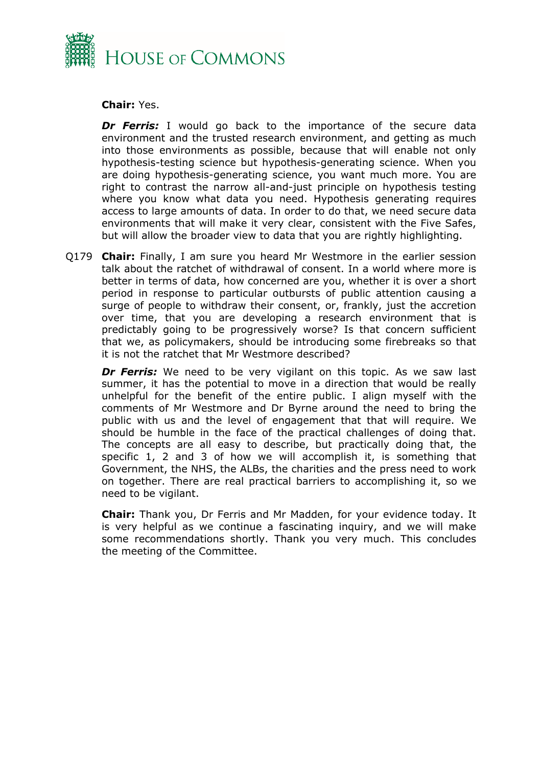**Chair:** Yes.

***Dr Ferris:*** I would go back to the importance of the secure data environment and the trusted research environment, and getting as much into those environments as possible, because that will enable not only hypothesis-testing science but hypothesis-generating science. When you are doing hypothesis-generating science, you want much more. You are right to contrast the narrow all-and-just principle on hypothesis testing where you know what data you need. Hypothesis generating requires access to large amounts of data. In order to do that, we need secure data environments that will make it very clear, consistent with the Five Safes, but will allow the broader view to data that you are rightly highlighting.

Q179 **Chair:** Finally, I am sure you heard Mr Westmore in the earlier session talk about the ratchet of withdrawal of consent. In a world where more is better in terms of data, how concerned are you, whether it is over a short period in response to particular outbursts of public attention causing a surge of people to withdraw their consent, or, frankly, just the accretion over time, that you are developing a research environment that is predictably going to be progressively worse? Is that concern sufficient that we, as policymakers, should be introducing some firebreaks so that it is not the ratchet that Mr Westmore described?

***Dr Ferris:*** We need to be very vigilant on this topic. As we saw last summer, it has the potential to move in a direction that would be really unhelpful for the benefit of the entire public. I align myself with the comments of Mr Westmore and Dr Byrne around the need to bring the public with us and the level of engagement that that will require. We should be humble in the face of the practical challenges of doing that. The concepts are all easy to describe, but practically doing that, the specific 1, 2 and 3 of how we will accomplish it, is something that Government, the NHS, the ALBs, the charities and the press need to work on together. There are real practical barriers to accomplishing it, so we need to be vigilant.

**Chair:** Thank you, Dr Ferris and Mr Madden, for your evidence today. It is very helpful as we continue a fascinating inquiry, and we will make some recommendations shortly. Thank you very much. This concludes the meeting of the Committee.